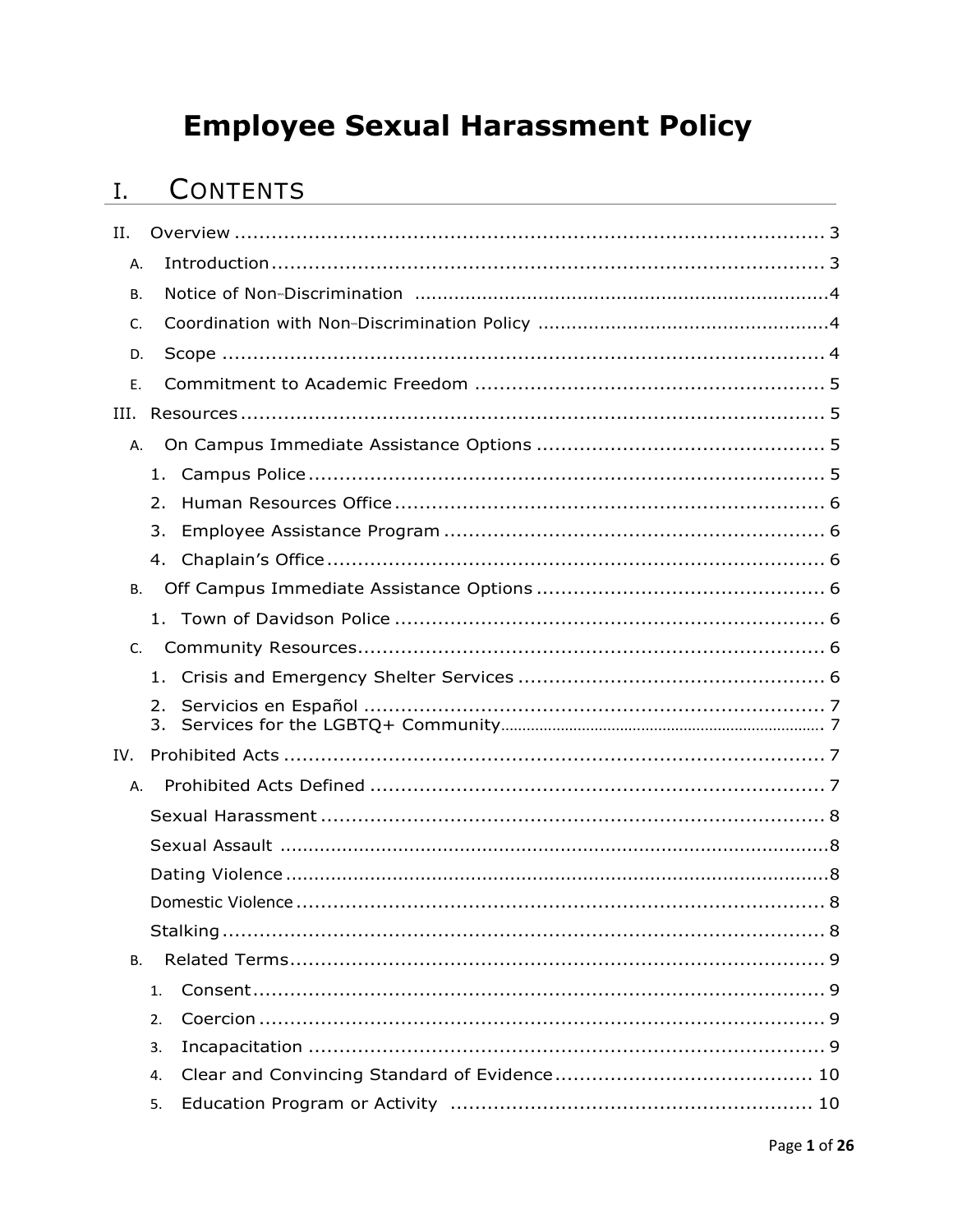# Employee Sexual Harassment Policy

## I. CONTENTS

II. Overview ........................................................................................ 3

- A. Introduction ........................................................................................ 3
- B. Notice of Non-Discrimination ........................................................................................ 4
- C. Coordination with Non-Discrimination Policy ........................................................................................ 4
- D. Scope ........................................................................................ 4
- E. Commitment to Academic Freedom ........................................................................................ 5

III. Resources ........................................................................................ 5

- A. On Campus Immediate Assistance Options ........................................................................................ 5
  1. Campus Police ........................................................................................ 5
  2. Human Resources Office ........................................................................................ 6
  3. Employee Assistance Program ........................................................................................ 6
  4. Chaplain's Office ........................................................................................ 6
- B. Off Campus Immediate Assistance Options ........................................................................................ 6
  1. Town of Davidson Police ........................................................................................ 6
- C. Community Resources ........................................................................................ 6
  1. Crisis and Emergency Shelter Services ........................................................................................ 6
  2. Servicios en Español ........................................................................................ 7
  3. Services for the LGBTQ+ Community ........................................................................................ 7

IV. Prohibited Acts ........................................................................................ 7

- A. Prohibited Acts Defined ........................................................................................ 7
  - Sexual Harassment ........................................................................................ 8
  - Sexual Assault ........................................................................................ 8
  - Dating Violence ........................................................................................ 8
  - Domestic Violence ........................................................................................ 8
  - Stalking ........................................................................................ 8
- B. Related Terms ........................................................................................ 9
  1. Consent ........................................................................................ 9
  2. Coercion ........................................................................................ 9
  3. Incapacitation ........................................................................................ 9
  4. Clear and Convincing Standard of Evidence ........................................................................................ 10
  5. Education Program or Activity ........................................................................................ 10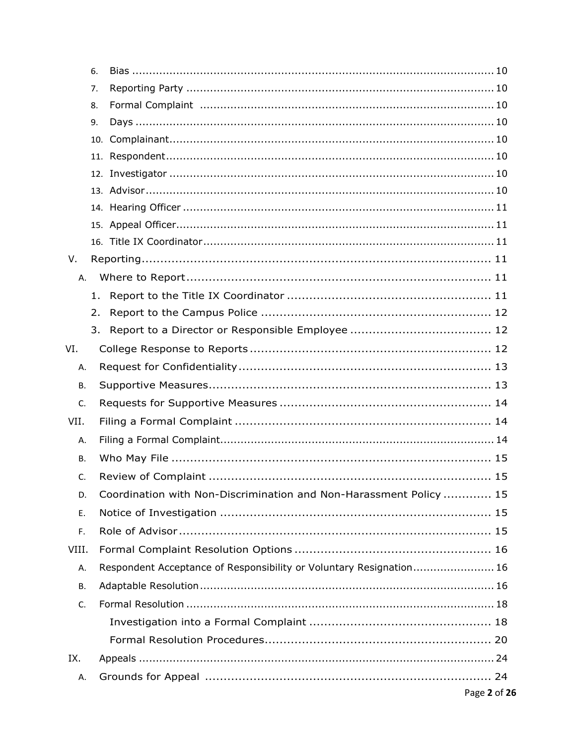6. Bias ........................................................................................................ 10
7. Reporting Party ......................................................................................... 10
8. Formal Complaint ..................................................................................... 10
9. Days ........................................................................................................ 10
10. Complainant............................................................................................. 10
11. Respondent.............................................................................................. 10
12. Investigator ............................................................................................. 10
13. Advisor.................................................................................................... 10
14. Hearing Officer ......................................................................................... 11
15. Appeal Officer........................................................................................... 11
16. Title IX Coordinator.................................................................................. 11

V. Reporting.............................................................................................. 11

A. Where to Report................................................................................... 11

1. Report to the Title IX Coordinator ....................................................... 11
2. Report to the Campus Police .............................................................. 12
3. Report to a Director or Responsible Employee ...................................... 12

VI. College Response to Reports ................................................................ 12

A. Request for Confidentiality.................................................................... 13

B. Supportive Measures............................................................................ 13

C. Requests for Supportive Measures ......................................................... 14

VII. Filing a Formal Complaint ..................................................................... 14

A. Filing a Formal Complaint.......................................................................... 14

B. Who May File ....................................................................................... 15

C. Review of Complaint ............................................................................. 15

D. Coordination with Non-Discrimination and Non-Harassment Policy ............. 15

E. Notice of Investigation .......................................................................... 15

F. Role of Advisor ..................................................................................... 15

VIII. Formal Complaint Resolution Options ..................................................... 16

A. Respondent Acceptance of Responsibility or Voluntary Resignation..................... 16

B. Adaptable Resolution................................................................................. 16

C. Formal Resolution ..................................................................................... 18

Investigation into a Formal Complaint ................................................. 18

Formal Resolution Procedures............................................................. 20

IX. Appeals .................................................................................................. 24

A. Grounds for Appeal ............................................................................. 24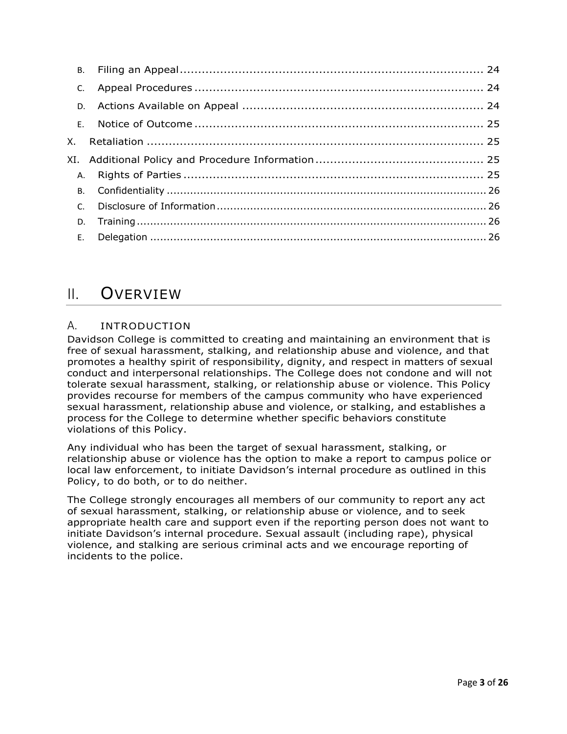B. Filing an Appeal ........................................................................ 24

C. Appeal Procedures ........................................................................ 24

D. Actions Available on Appeal ........................................................................ 24

E. Notice of Outcome ........................................................................ 25

X. Retaliation ........................................................................ 25

XI. Additional Policy and Procedure Information ........................................................................ 25

A. Rights of Parties ........................................................................ 25

B. Confidentiality ........................................................................ 26

C. Disclosure of Information ........................................................................ 26

D. Training ........................................................................ 26

E. Delegation ........................................................................ 26

# II. Overview

## A. Introduction

Davidson College is committed to creating and maintaining an environment that is free of sexual harassment, stalking, and relationship abuse and violence, and that promotes a healthy spirit of responsibility, dignity, and respect in matters of sexual conduct and interpersonal relationships. The College does not condone and will not tolerate sexual harassment, stalking, or relationship abuse or violence. This Policy provides recourse for members of the campus community who have experienced sexual harassment, relationship abuse and violence, or stalking, and establishes a process for the College to determine whether specific behaviors constitute violations of this Policy.

Any individual who has been the target of sexual harassment, stalking, or relationship abuse or violence has the option to make a report to campus police or local law enforcement, to initiate Davidson's internal procedure as outlined in this Policy, to do both, or to do neither.

The College strongly encourages all members of our community to report any act of sexual harassment, stalking, or relationship abuse or violence, and to seek appropriate health care and support even if the reporting person does not want to initiate Davidson's internal procedure. Sexual assault (including rape), physical violence, and stalking are serious criminal acts and we encourage reporting of incidents to the police.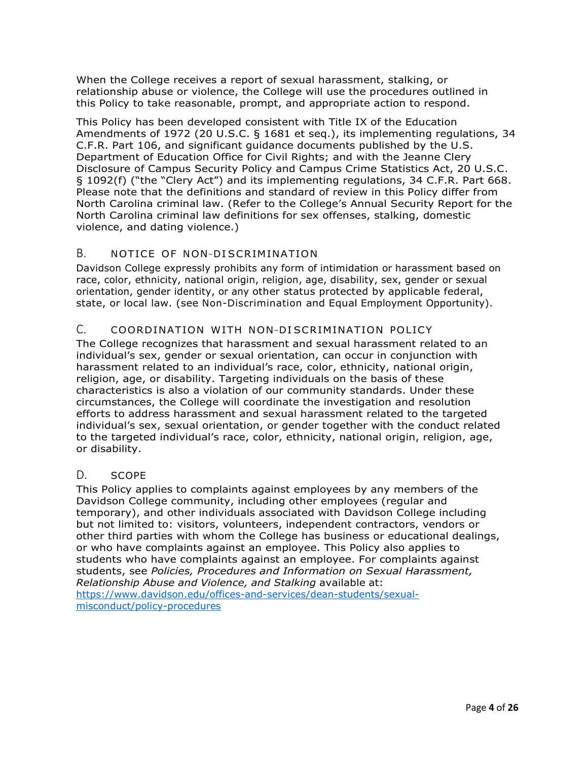When the College receives a report of sexual harassment, stalking, or relationship abuse or violence, the College will use the procedures outlined in this Policy to take reasonable, prompt, and appropriate action to respond.

This Policy has been developed consistent with Title IX of the Education Amendments of 1972 (20 U.S.C. § 1681 et seq.), its implementing regulations, 34 C.F.R. Part 106, and significant guidance documents published by the U.S. Department of Education Office for Civil Rights; and with the Jeanne Clery Disclosure of Campus Security Policy and Campus Crime Statistics Act, 20 U.S.C. § 1092(f) ("the "Clery Act") and its implementing regulations, 34 C.F.R. Part 668. Please note that the definitions and standard of review in this Policy differ from North Carolina criminal law. (Refer to the College's Annual Security Report for the North Carolina criminal law definitions for sex offenses, stalking, domestic violence, and dating violence.)

## B. NOTICE OF NON-DISCRIMINATION

Davidson College expressly prohibits any form of intimidation or harassment based on race, color, ethnicity, national origin, religion, age, disability, sex, gender or sexual orientation, gender identity, or any other status protected by applicable federal, state, or local law. (see Non-Discrimination and Equal Employment Opportunity).

## C. COORDINATION WITH NON-DISCRIMINATION POLICY

The College recognizes that harassment and sexual harassment related to an individual's sex, gender or sexual orientation, can occur in conjunction with harassment related to an individual's race, color, ethnicity, national origin, religion, age, or disability. Targeting individuals on the basis of these characteristics is also a violation of our community standards. Under these circumstances, the College will coordinate the investigation and resolution efforts to address harassment and sexual harassment related to the targeted individual's sex, sexual orientation, or gender together with the conduct related to the targeted individual's race, color, ethnicity, national origin, religion, age, or disability.

## D. SCOPE

This Policy applies to complaints against employees by any members of the Davidson College community, including other employees (regular and temporary), and other individuals associated with Davidson College including but not limited to: visitors, volunteers, independent contractors, vendors or other third parties with whom the College has business or educational dealings, or who have complaints against an employee. This Policy also applies to students who have complaints against an employee. For complaints against students, see *Policies, Procedures and Information on Sexual Harassment, Relationship Abuse and Violence, and Stalking* available at: [https://www.davidson.edu/offices-and-services/dean-students/sexual-misconduct/policy-procedures](https://www.davidson.edu/offices-and-services/dean-students/sexual-misconduct/policy-procedures)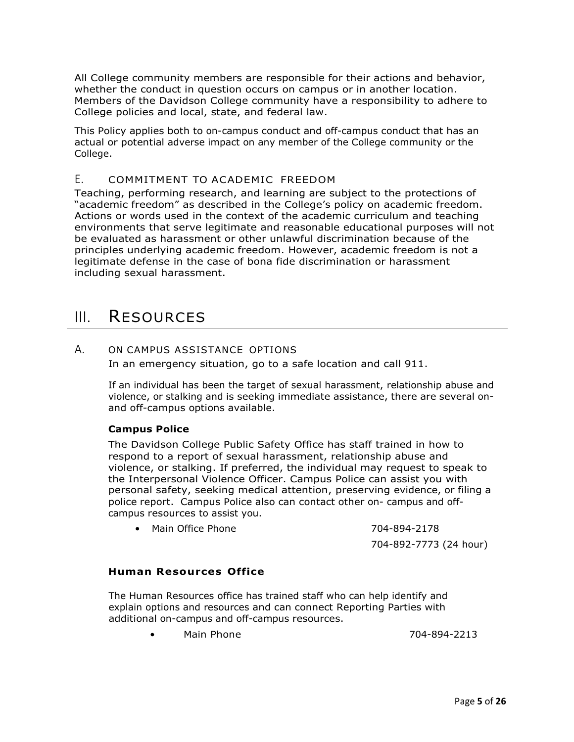All College community members are responsible for their actions and behavior, whether the conduct in question occurs on campus or in another location. Members of the Davidson College community have a responsibility to adhere to College policies and local, state, and federal law.

This Policy applies both to on-campus conduct and off-campus conduct that has an actual or potential adverse impact on any member of the College community or the College.

### E. COMMITMENT TO ACADEMIC FREEDOM

Teaching, performing research, and learning are subject to the protections of "academic freedom" as described in the College's policy on academic freedom. Actions or words used in the context of the academic curriculum and teaching environments that serve legitimate and reasonable educational purposes will not be evaluated as harassment or other unlawful discrimination because of the principles underlying academic freedom. However, academic freedom is not a legitimate defense in the case of bona fide discrimination or harassment including sexual harassment.

## III. RESOURCES

### A. ON CAMPUS ASSISTANCE OPTIONS

In an emergency situation, go to a safe location and call 911.

If an individual has been the target of sexual harassment, relationship abuse and violence, or stalking and is seeking immediate assistance, there are several on- and off-campus options available.

**Campus Police**

The Davidson College Public Safety Office has staff trained in how to respond to a report of sexual harassment, relationship abuse and violence, or stalking. If preferred, the individual may request to speak to the Interpersonal Violence Officer. Campus Police can assist you with personal safety, seeking medical attention, preserving evidence, or filing a police report. Campus Police also can contact other on- campus and off-campus resources to assist you.

- Main Office Phone 704-894-2178
  704-892-7773 (24 hour)

**Human Resources Office**

The Human Resources office has trained staff who can help identify and explain options and resources and can connect Reporting Parties with additional on-campus and off-campus resources.

- Main Phone 704-894-2213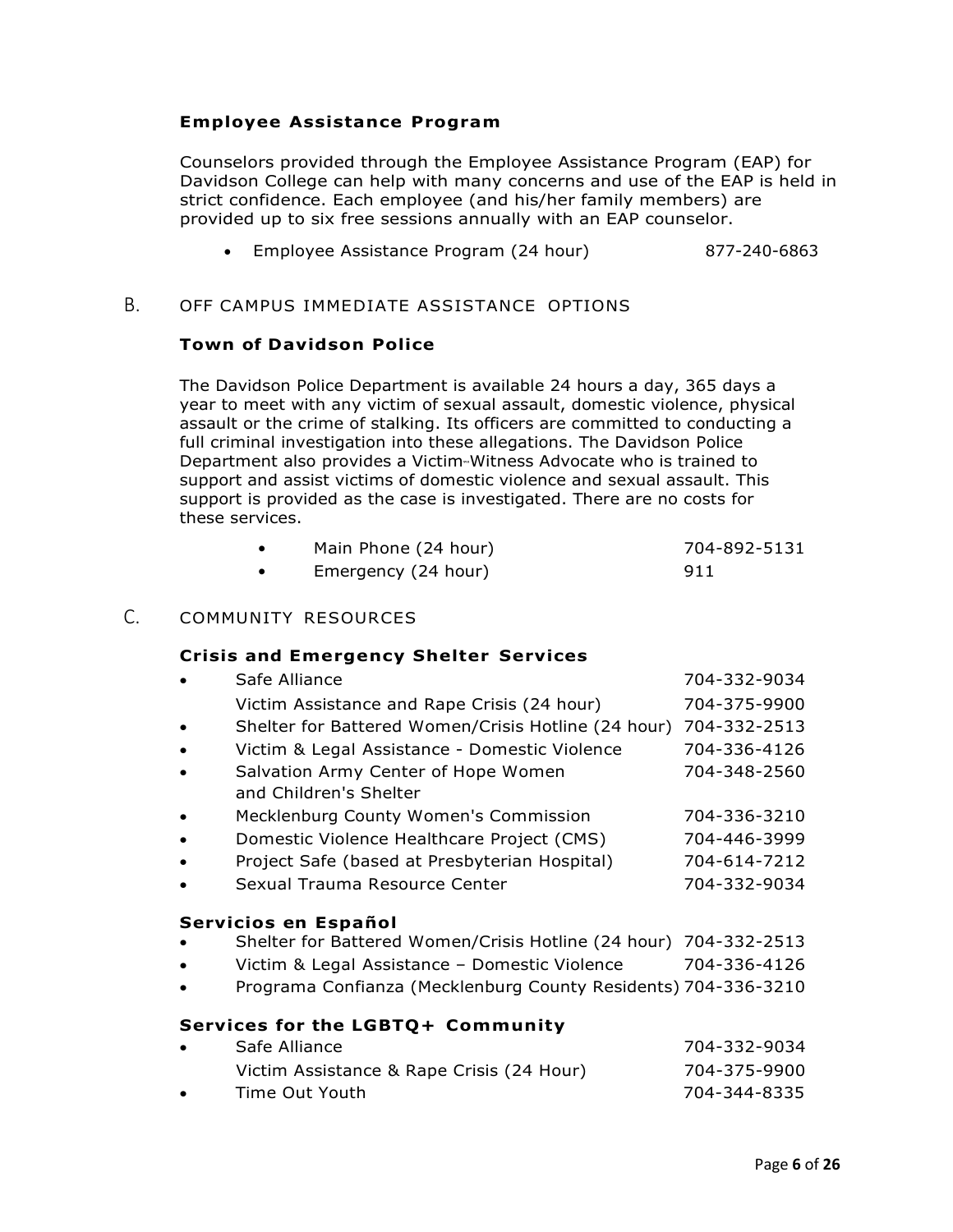### Employee Assistance Program

Counselors provided through the Employee Assistance Program (EAP) for Davidson College can help with many concerns and use of the EAP is held in strict confidence. Each employee (and his/her family members) are provided up to six free sessions annually with an EAP counselor.

- Employee Assistance Program (24 hour) 877-240-6863

## B. OFF CAMPUS IMMEDIATE ASSISTANCE OPTIONS

### Town of Davidson Police

The Davidson Police Department is available 24 hours a day, 365 days a year to meet with any victim of sexual assault, domestic violence, physical assault or the crime of stalking. Its officers are committed to conducting a full criminal investigation into these allegations. The Davidson Police Department also provides a Victim-Witness Advocate who is trained to support and assist victims of domestic violence and sexual assault. This support is provided as the case is investigated. There are no costs for these services.

- Main Phone (24 hour) 704-892-5131
- Emergency (24 hour) 911

## C. COMMUNITY RESOURCES

### Crisis and Emergency Shelter Services

- Safe Alliance 704-332-9034
  Victim Assistance and Rape Crisis (24 hour) 704-375-9900
- Shelter for Battered Women/Crisis Hotline (24 hour) 704-332-2513
- Victim & Legal Assistance - Domestic Violence 704-336-4126
- Salvation Army Center of Hope Women and Children's Shelter 704-348-2560
- Mecklenburg County Women's Commission 704-336-3210
- Domestic Violence Healthcare Project (CMS) 704-446-3999
- Project Safe (based at Presbyterian Hospital) 704-614-7212
- Sexual Trauma Resource Center 704-332-9034

### Servicios en Español

- Shelter for Battered Women/Crisis Hotline (24 hour) 704-332-2513
- Victim & Legal Assistance – Domestic Violence 704-336-4126
- Programa Confianza (Mecklenburg County Residents) 704-336-3210

### Services for the LGBTQ+ Community

- Safe Alliance 704-332-9034
  Victim Assistance & Rape Crisis (24 Hour) 704-375-9900
- Time Out Youth 704-344-8335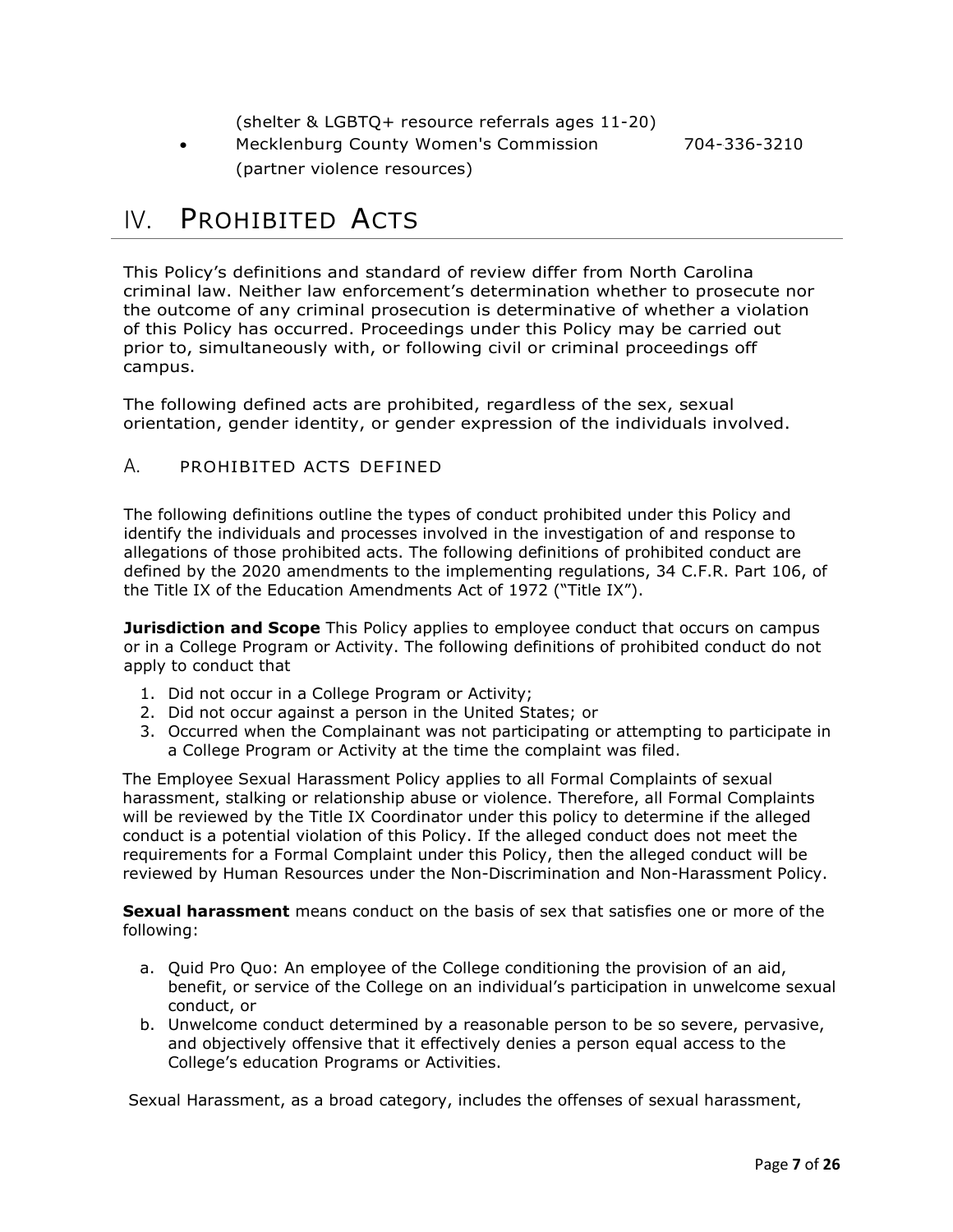(shelter & LGBTQ+ resource referrals ages 11-20)

- Mecklenburg County Women's Commission 704-336-3210
  (partner violence resources)

# IV. Prohibited Acts

This Policy's definitions and standard of review differ from North Carolina criminal law. Neither law enforcement's determination whether to prosecute nor the outcome of any criminal prosecution is determinative of whether a violation of this Policy has occurred. Proceedings under this Policy may be carried out prior to, simultaneously with, or following civil or criminal proceedings off campus.

The following defined acts are prohibited, regardless of the sex, sexual orientation, gender identity, or gender expression of the individuals involved.

## A. Prohibited Acts Defined

The following definitions outline the types of conduct prohibited under this Policy and identify the individuals and processes involved in the investigation of and response to allegations of those prohibited acts. The following definitions of prohibited conduct are defined by the 2020 amendments to the implementing regulations, 34 C.F.R. Part 106, of the Title IX of the Education Amendments Act of 1972 ("Title IX").

**Jurisdiction and Scope** This Policy applies to employee conduct that occurs on campus or in a College Program or Activity. The following definitions of prohibited conduct do not apply to conduct that

1. Did not occur in a College Program or Activity;
2. Did not occur against a person in the United States; or
3. Occurred when the Complainant was not participating or attempting to participate in a College Program or Activity at the time the complaint was filed.

The Employee Sexual Harassment Policy applies to all Formal Complaints of sexual harassment, stalking or relationship abuse or violence. Therefore, all Formal Complaints will be reviewed by the Title IX Coordinator under this policy to determine if the alleged conduct is a potential violation of this Policy. If the alleged conduct does not meet the requirements for a Formal Complaint under this Policy, then the alleged conduct will be reviewed by Human Resources under the Non-Discrimination and Non-Harassment Policy.

**Sexual harassment** means conduct on the basis of sex that satisfies one or more of the following:

a. Quid Pro Quo: An employee of the College conditioning the provision of an aid, benefit, or service of the College on an individual's participation in unwelcome sexual conduct, or
b. Unwelcome conduct determined by a reasonable person to be so severe, pervasive, and objectively offensive that it effectively denies a person equal access to the College's education Programs or Activities.

Sexual Harassment, as a broad category, includes the offenses of sexual harassment,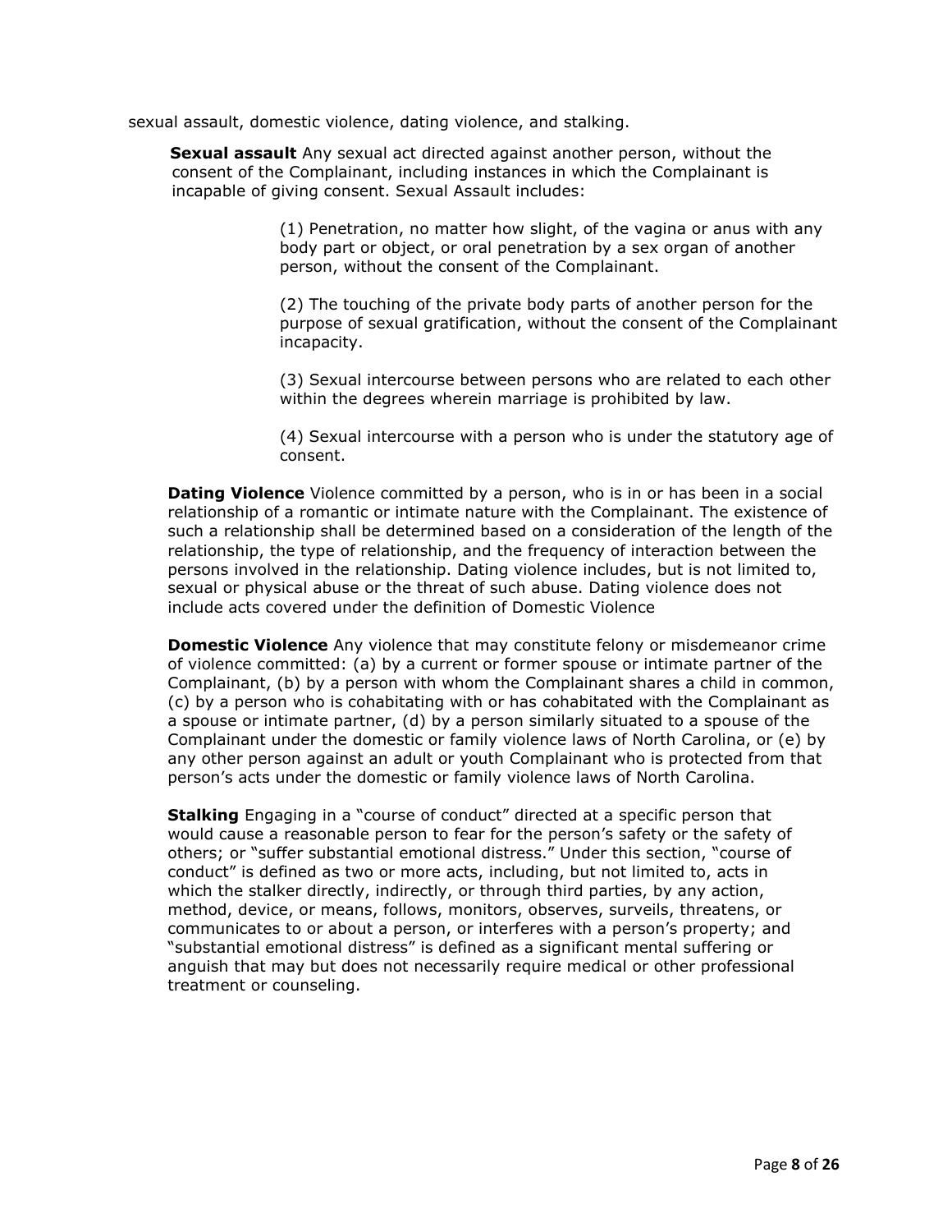sexual assault, domestic violence, dating violence, and stalking.

**Sexual assault** Any sexual act directed against another person, without the consent of the Complainant, including instances in which the Complainant is incapable of giving consent. Sexual Assault includes:

> (1) Penetration, no matter how slight, of the vagina or anus with any body part or object, or oral penetration by a sex organ of another person, without the consent of the Complainant.
>
> (2) The touching of the private body parts of another person for the purpose of sexual gratification, without the consent of the Complainant incapacity.
>
> (3) Sexual intercourse between persons who are related to each other within the degrees wherein marriage is prohibited by law.
>
> (4) Sexual intercourse with a person who is under the statutory age of consent.

**Dating Violence** Violence committed by a person, who is in or has been in a social relationship of a romantic or intimate nature with the Complainant. The existence of such a relationship shall be determined based on a consideration of the length of the relationship, the type of relationship, and the frequency of interaction between the persons involved in the relationship. Dating violence includes, but is not limited to, sexual or physical abuse or the threat of such abuse. Dating violence does not include acts covered under the definition of Domestic Violence

**Domestic Violence** Any violence that may constitute felony or misdemeanor crime of violence committed: (a) by a current or former spouse or intimate partner of the Complainant, (b) by a person with whom the Complainant shares a child in common, (c) by a person who is cohabitating with or has cohabitated with the Complainant as a spouse or intimate partner, (d) by a person similarly situated to a spouse of the Complainant under the domestic or family violence laws of North Carolina, or (e) by any other person against an adult or youth Complainant who is protected from that person's acts under the domestic or family violence laws of North Carolina.

**Stalking** Engaging in a "course of conduct" directed at a specific person that would cause a reasonable person to fear for the person's safety or the safety of others; or "suffer substantial emotional distress." Under this section, "course of conduct" is defined as two or more acts, including, but not limited to, acts in which the stalker directly, indirectly, or through third parties, by any action, method, device, or means, follows, monitors, observes, surveils, threatens, or communicates to or about a person, or interferes with a person's property; and "substantial emotional distress" is defined as a significant mental suffering or anguish that may but does not necessarily require medical or other professional treatment or counseling.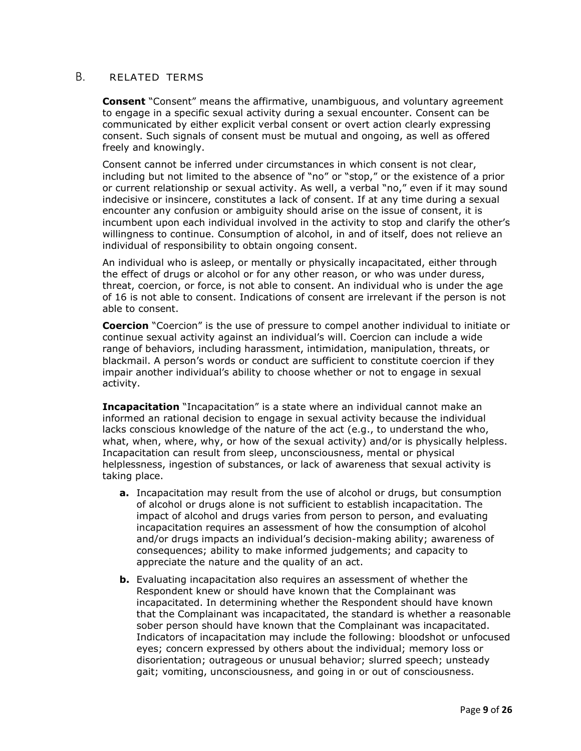## B. RELATED TERMS

**Consent** "Consent" means the affirmative, unambiguous, and voluntary agreement to engage in a specific sexual activity during a sexual encounter. Consent can be communicated by either explicit verbal consent or overt action clearly expressing consent. Such signals of consent must be mutual and ongoing, as well as offered freely and knowingly.

Consent cannot be inferred under circumstances in which consent is not clear, including but not limited to the absence of "no" or "stop," or the existence of a prior or current relationship or sexual activity. As well, a verbal "no," even if it may sound indecisive or insincere, constitutes a lack of consent. If at any time during a sexual encounter any confusion or ambiguity should arise on the issue of consent, it is incumbent upon each individual involved in the activity to stop and clarify the other's willingness to continue. Consumption of alcohol, in and of itself, does not relieve an individual of responsibility to obtain ongoing consent.

An individual who is asleep, or mentally or physically incapacitated, either through the effect of drugs or alcohol or for any other reason, or who was under duress, threat, coercion, or force, is not able to consent. An individual who is under the age of 16 is not able to consent. Indications of consent are irrelevant if the person is not able to consent.

**Coercion** "Coercion" is the use of pressure to compel another individual to initiate or continue sexual activity against an individual's will. Coercion can include a wide range of behaviors, including harassment, intimidation, manipulation, threats, or blackmail. A person's words or conduct are sufficient to constitute coercion if they impair another individual's ability to choose whether or not to engage in sexual activity.

**Incapacitation** "Incapacitation" is a state where an individual cannot make an informed an rational decision to engage in sexual activity because the individual lacks conscious knowledge of the nature of the act (e.g., to understand the who, what, when, where, why, or how of the sexual activity) and/or is physically helpless. Incapacitation can result from sleep, unconsciousness, mental or physical helplessness, ingestion of substances, or lack of awareness that sexual activity is taking place.

- **a.** Incapacitation may result from the use of alcohol or drugs, but consumption of alcohol or drugs alone is not sufficient to establish incapacitation. The impact of alcohol and drugs varies from person to person, and evaluating incapacitation requires an assessment of how the consumption of alcohol and/or drugs impacts an individual's decision-making ability; awareness of consequences; ability to make informed judgements; and capacity to appreciate the nature and the quality of an act.
- **b.** Evaluating incapacitation also requires an assessment of whether the Respondent knew or should have known that the Complainant was incapacitated. In determining whether the Respondent should have known that the Complainant was incapacitated, the standard is whether a reasonable sober person should have known that the Complainant was incapacitated. Indicators of incapacitation may include the following: bloodshot or unfocused eyes; concern expressed by others about the individual; memory loss or disorientation; outrageous or unusual behavior; slurred speech; unsteady gait; vomiting, unconsciousness, and going in or out of consciousness.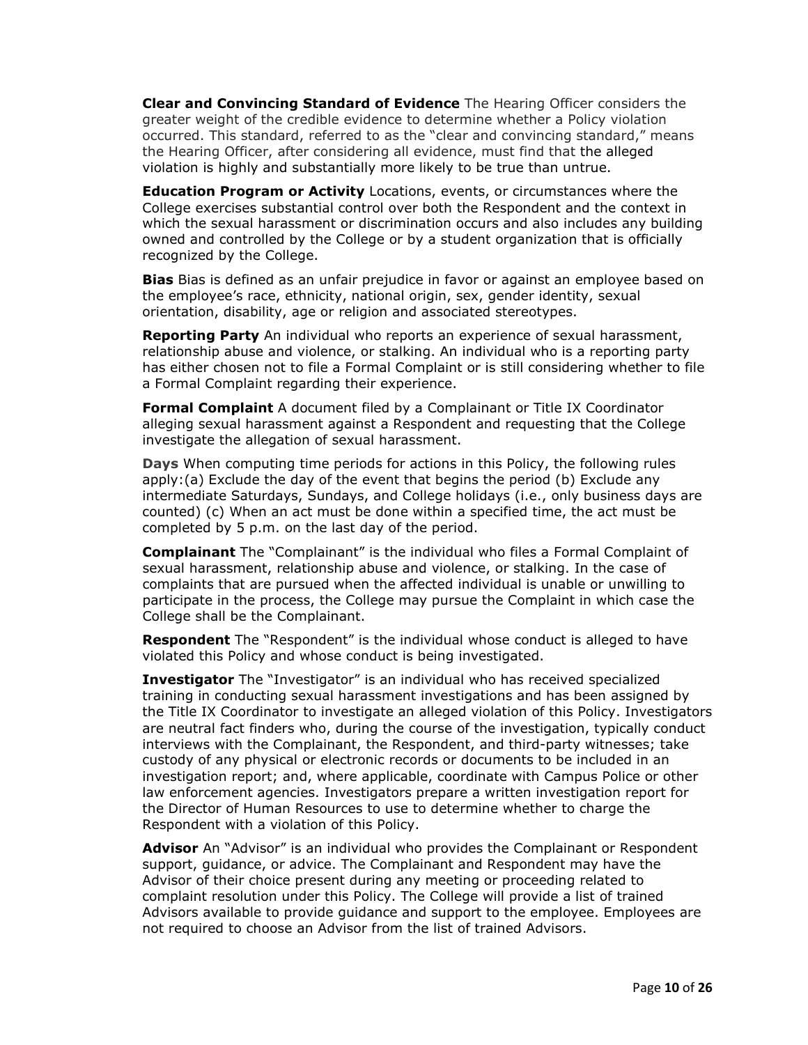**Clear and Convincing Standard of Evidence** The Hearing Officer considers the greater weight of the credible evidence to determine whether a Policy violation occurred. This standard, referred to as the "clear and convincing standard," means the Hearing Officer, after considering all evidence, must find that the alleged violation is highly and substantially more likely to be true than untrue.

**Education Program or Activity** Locations, events, or circumstances where the College exercises substantial control over both the Respondent and the context in which the sexual harassment or discrimination occurs and also includes any building owned and controlled by the College or by a student organization that is officially recognized by the College.

**Bias** Bias is defined as an unfair prejudice in favor or against an employee based on the employee's race, ethnicity, national origin, sex, gender identity, sexual orientation, disability, age or religion and associated stereotypes.

**Reporting Party** An individual who reports an experience of sexual harassment, relationship abuse and violence, or stalking. An individual who is a reporting party has either chosen not to file a Formal Complaint or is still considering whether to file a Formal Complaint regarding their experience.

**Formal Complaint** A document filed by a Complainant or Title IX Coordinator alleging sexual harassment against a Respondent and requesting that the College investigate the allegation of sexual harassment.

**Days** When computing time periods for actions in this Policy, the following rules apply:(a) Exclude the day of the event that begins the period (b) Exclude any intermediate Saturdays, Sundays, and College holidays (i.e., only business days are counted) (c) When an act must be done within a specified time, the act must be completed by 5 p.m. on the last day of the period.

**Complainant** The "Complainant" is the individual who files a Formal Complaint of sexual harassment, relationship abuse and violence, or stalking. In the case of complaints that are pursued when the affected individual is unable or unwilling to participate in the process, the College may pursue the Complaint in which case the College shall be the Complainant.

**Respondent** The "Respondent" is the individual whose conduct is alleged to have violated this Policy and whose conduct is being investigated.

**Investigator** The "Investigator" is an individual who has received specialized training in conducting sexual harassment investigations and has been assigned by the Title IX Coordinator to investigate an alleged violation of this Policy. Investigators are neutral fact finders who, during the course of the investigation, typically conduct interviews with the Complainant, the Respondent, and third-party witnesses; take custody of any physical or electronic records or documents to be included in an investigation report; and, where applicable, coordinate with Campus Police or other law enforcement agencies. Investigators prepare a written investigation report for the Director of Human Resources to use to determine whether to charge the Respondent with a violation of this Policy.

**Advisor** An "Advisor" is an individual who provides the Complainant or Respondent support, guidance, or advice. The Complainant and Respondent may have the Advisor of their choice present during any meeting or proceeding related to complaint resolution under this Policy. The College will provide a list of trained Advisors available to provide guidance and support to the employee. Employees are not required to choose an Advisor from the list of trained Advisors.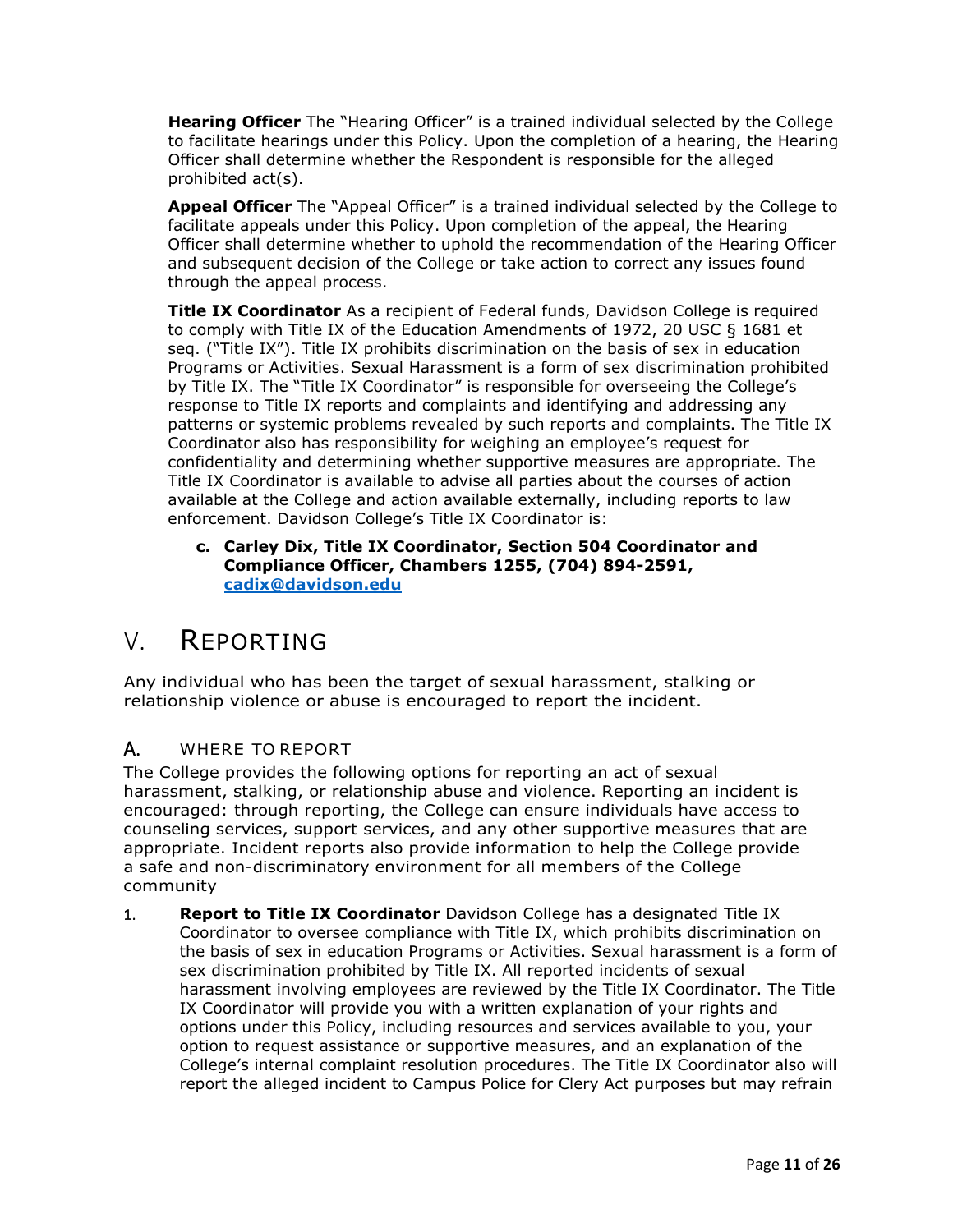**Hearing Officer** The "Hearing Officer" is a trained individual selected by the College to facilitate hearings under this Policy. Upon the completion of a hearing, the Hearing Officer shall determine whether the Respondent is responsible for the alleged prohibited act(s).

**Appeal Officer** The "Appeal Officer" is a trained individual selected by the College to facilitate appeals under this Policy. Upon completion of the appeal, the Hearing Officer shall determine whether to uphold the recommendation of the Hearing Officer and subsequent decision of the College or take action to correct any issues found through the appeal process.

**Title IX Coordinator** As a recipient of Federal funds, Davidson College is required to comply with Title IX of the Education Amendments of 1972, 20 USC § 1681 et seq. ("Title IX"). Title IX prohibits discrimination on the basis of sex in education Programs or Activities. Sexual Harassment is a form of sex discrimination prohibited by Title IX. The "Title IX Coordinator" is responsible for overseeing the College's response to Title IX reports and complaints and identifying and addressing any patterns or systemic problems revealed by such reports and complaints. The Title IX Coordinator also has responsibility for weighing an employee's request for confidentiality and determining whether supportive measures are appropriate. The Title IX Coordinator is available to advise all parties about the courses of action available at the College and action available externally, including reports to law enforcement. Davidson College's Title IX Coordinator is:

c. **Carley Dix, Title IX Coordinator, Section 504 Coordinator and Compliance Officer, Chambers 1255, (704) 894-2591, cadix@davidson.edu**

# V. REPORTING

Any individual who has been the target of sexual harassment, stalking or relationship violence or abuse is encouraged to report the incident.

## A. WHERE TO REPORT

The College provides the following options for reporting an act of sexual harassment, stalking, or relationship abuse and violence. Reporting an incident is encouraged: through reporting, the College can ensure individuals have access to counseling services, support services, and any other supportive measures that are appropriate. Incident reports also provide information to help the College provide a safe and non-discriminatory environment for all members of the College community

1. **Report to Title IX Coordinator** Davidson College has a designated Title IX Coordinator to oversee compliance with Title IX, which prohibits discrimination on the basis of sex in education Programs or Activities. Sexual harassment is a form of sex discrimination prohibited by Title IX. All reported incidents of sexual harassment involving employees are reviewed by the Title IX Coordinator. The Title IX Coordinator will provide you with a written explanation of your rights and options under this Policy, including resources and services available to you, your option to request assistance or supportive measures, and an explanation of the College's internal complaint resolution procedures. The Title IX Coordinator also will report the alleged incident to Campus Police for Clery Act purposes but may refrain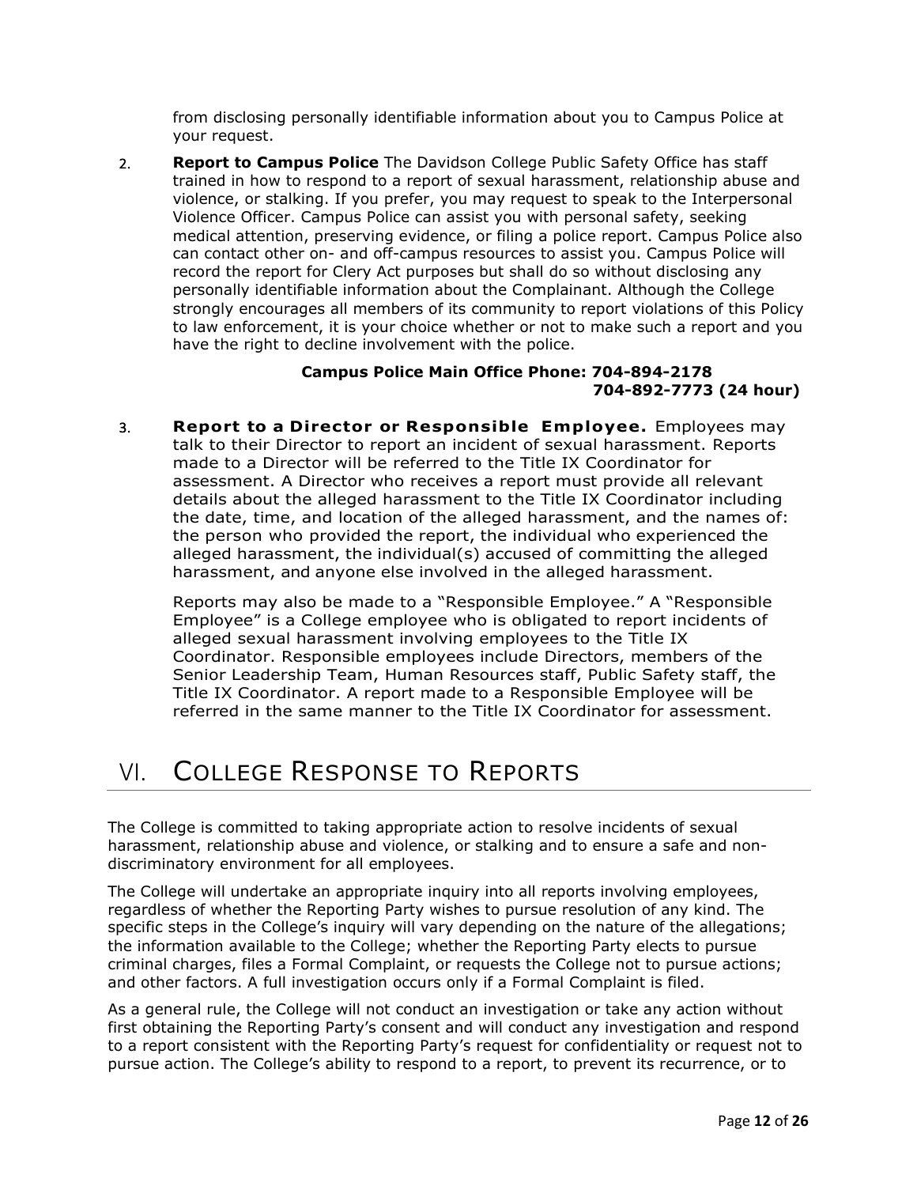from disclosing personally identifiable information about you to Campus Police at your request.

2. **Report to Campus Police** The Davidson College Public Safety Office has staff trained in how to respond to a report of sexual harassment, relationship abuse and violence, or stalking. If you prefer, you may request to speak to the Interpersonal Violence Officer. Campus Police can assist you with personal safety, seeking medical attention, preserving evidence, or filing a police report. Campus Police also can contact other on- and off-campus resources to assist you. Campus Police will record the report for Clery Act purposes but shall do so without disclosing any personally identifiable information about the Complainant. Although the College strongly encourages all members of its community to report violations of this Policy to law enforcement, it is your choice whether or not to make such a report and you have the right to decline involvement with the police.

   **Campus Police Main Office Phone: 704-894-2178**
   **704-892-7773 (24 hour)**

3. **Report to a Director or Responsible Employee.** Employees may talk to their Director to report an incident of sexual harassment. Reports made to a Director will be referred to the Title IX Coordinator for assessment. A Director who receives a report must provide all relevant details about the alleged harassment to the Title IX Coordinator including the date, time, and location of the alleged harassment, and the names of: the person who provided the report, the individual who experienced the alleged harassment, the individual(s) accused of committing the alleged harassment, and anyone else involved in the alleged harassment.

   Reports may also be made to a "Responsible Employee." A "Responsible Employee" is a College employee who is obligated to report incidents of alleged sexual harassment involving employees to the Title IX Coordinator. Responsible employees include Directors, members of the Senior Leadership Team, Human Resources staff, Public Safety staff, the Title IX Coordinator. A report made to a Responsible Employee will be referred in the same manner to the Title IX Coordinator for assessment.

# VI. College Response to Reports

The College is committed to taking appropriate action to resolve incidents of sexual harassment, relationship abuse and violence, or stalking and to ensure a safe and non-discriminatory environment for all employees.

The College will undertake an appropriate inquiry into all reports involving employees, regardless of whether the Reporting Party wishes to pursue resolution of any kind. The specific steps in the College's inquiry will vary depending on the nature of the allegations; the information available to the College; whether the Reporting Party elects to pursue criminal charges, files a Formal Complaint, or requests the College not to pursue actions; and other factors. A full investigation occurs only if a Formal Complaint is filed.

As a general rule, the College will not conduct an investigation or take any action without first obtaining the Reporting Party's consent and will conduct any investigation and respond to a report consistent with the Reporting Party's request for confidentiality or request not to pursue action. The College's ability to respond to a report, to prevent its recurrence, or to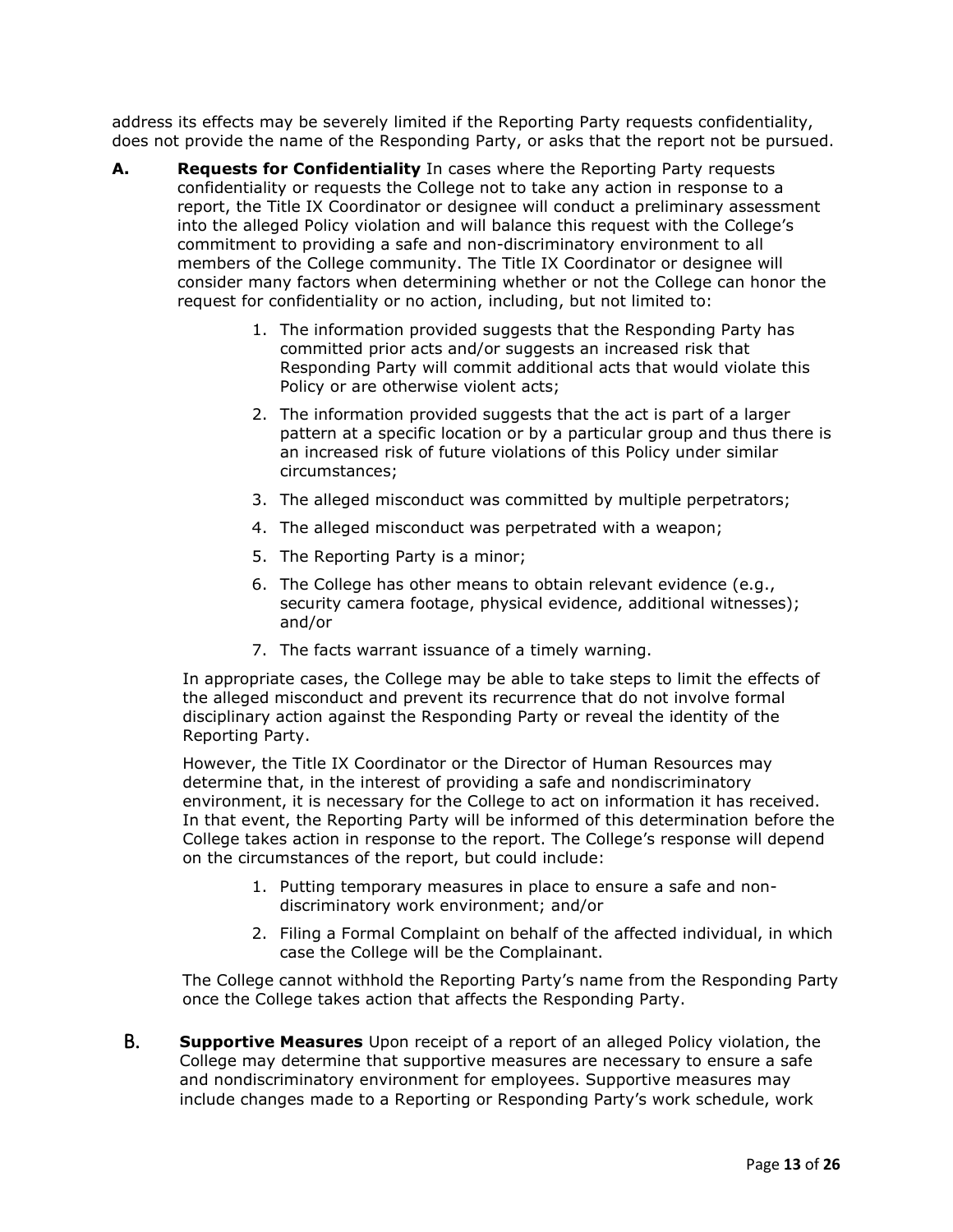address its effects may be severely limited if the Reporting Party requests confidentiality, does not provide the name of the Responding Party, or asks that the report not be pursued.

**A. Requests for Confidentiality** In cases where the Reporting Party requests confidentiality or requests the College not to take any action in response to a report, the Title IX Coordinator or designee will conduct a preliminary assessment into the alleged Policy violation and will balance this request with the College's commitment to providing a safe and non-discriminatory environment to all members of the College community. The Title IX Coordinator or designee will consider many factors when determining whether or not the College can honor the request for confidentiality or no action, including, but not limited to:

1. The information provided suggests that the Responding Party has committed prior acts and/or suggests an increased risk that Responding Party will commit additional acts that would violate this Policy or are otherwise violent acts;
2. The information provided suggests that the act is part of a larger pattern at a specific location or by a particular group and thus there is an increased risk of future violations of this Policy under similar circumstances;
3. The alleged misconduct was committed by multiple perpetrators;
4. The alleged misconduct was perpetrated with a weapon;
5. The Reporting Party is a minor;
6. The College has other means to obtain relevant evidence (e.g., security camera footage, physical evidence, additional witnesses); and/or
7. The facts warrant issuance of a timely warning.

In appropriate cases, the College may be able to take steps to limit the effects of the alleged misconduct and prevent its recurrence that do not involve formal disciplinary action against the Responding Party or reveal the identity of the Reporting Party.

However, the Title IX Coordinator or the Director of Human Resources may determine that, in the interest of providing a safe and nondiscriminatory environment, it is necessary for the College to act on information it has received. In that event, the Reporting Party will be informed of this determination before the College takes action in response to the report. The College's response will depend on the circumstances of the report, but could include:

1. Putting temporary measures in place to ensure a safe and non-discriminatory work environment; and/or
2. Filing a Formal Complaint on behalf of the affected individual, in which case the College will be the Complainant.

The College cannot withhold the Reporting Party's name from the Responding Party once the College takes action that affects the Responding Party.

**B. Supportive Measures** Upon receipt of a report of an alleged Policy violation, the College may determine that supportive measures are necessary to ensure a safe and nondiscriminatory environment for employees. Supportive measures may include changes made to a Reporting or Responding Party's work schedule, work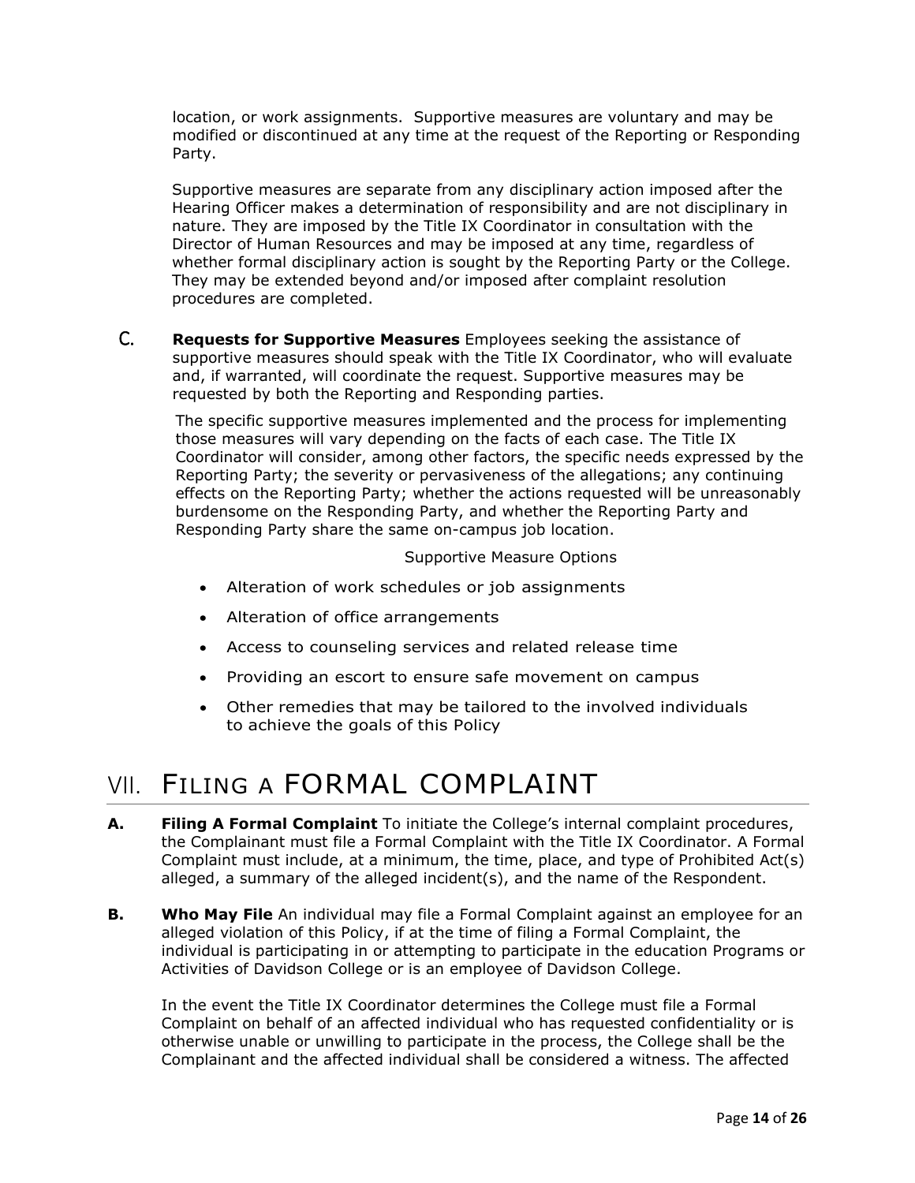location, or work assignments. Supportive measures are voluntary and may be modified or discontinued at any time at the request of the Reporting or Responding Party.

Supportive measures are separate from any disciplinary action imposed after the Hearing Officer makes a determination of responsibility and are not disciplinary in nature. They are imposed by the Title IX Coordinator in consultation with the Director of Human Resources and may be imposed at any time, regardless of whether formal disciplinary action is sought by the Reporting Party or the College. They may be extended beyond and/or imposed after complaint resolution procedures are completed.

C. **Requests for Supportive Measures** Employees seeking the assistance of supportive measures should speak with the Title IX Coordinator, who will evaluate and, if warranted, will coordinate the request. Supportive measures may be requested by both the Reporting and Responding parties.

The specific supportive measures implemented and the process for implementing those measures will vary depending on the facts of each case. The Title IX Coordinator will consider, among other factors, the specific needs expressed by the Reporting Party; the severity or pervasiveness of the allegations; any continuing effects on the Reporting Party; whether the actions requested will be unreasonably burdensome on the Responding Party, and whether the Reporting Party and Responding Party share the same on-campus job location.

Supportive Measure Options

- Alteration of work schedules or job assignments
- Alteration of office arrangements
- Access to counseling services and related release time
- Providing an escort to ensure safe movement on campus
- Other remedies that may be tailored to the involved individuals to achieve the goals of this Policy

# VII. Filing a FORMAL COMPLAINT

**A. Filing A Formal Complaint** To initiate the College's internal complaint procedures, the Complainant must file a Formal Complaint with the Title IX Coordinator. A Formal Complaint must include, at a minimum, the time, place, and type of Prohibited Act(s) alleged, a summary of the alleged incident(s), and the name of the Respondent.

**B. Who May File** An individual may file a Formal Complaint against an employee for an alleged violation of this Policy, if at the time of filing a Formal Complaint, the individual is participating in or attempting to participate in the education Programs or Activities of Davidson College or is an employee of Davidson College.

In the event the Title IX Coordinator determines the College must file a Formal Complaint on behalf of an affected individual who has requested confidentiality or is otherwise unable or unwilling to participate in the process, the College shall be the Complainant and the affected individual shall be considered a witness. The affected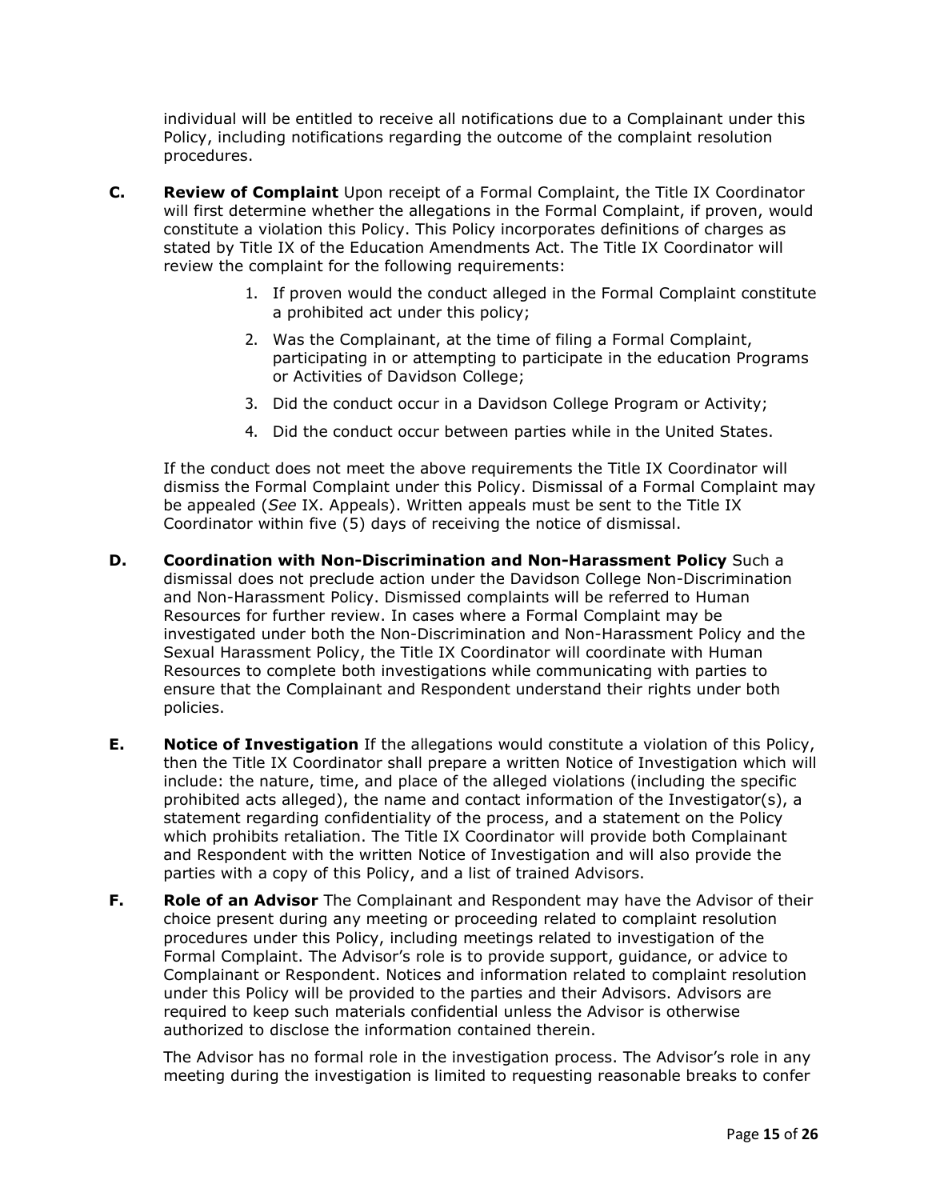individual will be entitled to receive all notifications due to a Complainant under this Policy, including notifications regarding the outcome of the complaint resolution procedures.

**C. Review of Complaint** Upon receipt of a Formal Complaint, the Title IX Coordinator will first determine whether the allegations in the Formal Complaint, if proven, would constitute a violation this Policy. This Policy incorporates definitions of charges as stated by Title IX of the Education Amendments Act. The Title IX Coordinator will review the complaint for the following requirements:

1. If proven would the conduct alleged in the Formal Complaint constitute a prohibited act under this policy;
2. Was the Complainant, at the time of filing a Formal Complaint, participating in or attempting to participate in the education Programs or Activities of Davidson College;
3. Did the conduct occur in a Davidson College Program or Activity;
4. Did the conduct occur between parties while in the United States.

If the conduct does not meet the above requirements the Title IX Coordinator will dismiss the Formal Complaint under this Policy. Dismissal of a Formal Complaint may be appealed (*See* IX. Appeals). Written appeals must be sent to the Title IX Coordinator within five (5) days of receiving the notice of dismissal.

**D. Coordination with Non-Discrimination and Non-Harassment Policy** Such a dismissal does not preclude action under the Davidson College Non-Discrimination and Non-Harassment Policy. Dismissed complaints will be referred to Human Resources for further review. In cases where a Formal Complaint may be investigated under both the Non-Discrimination and Non-Harassment Policy and the Sexual Harassment Policy, the Title IX Coordinator will coordinate with Human Resources to complete both investigations while communicating with parties to ensure that the Complainant and Respondent understand their rights under both policies.

**E. Notice of Investigation** If the allegations would constitute a violation of this Policy, then the Title IX Coordinator shall prepare a written Notice of Investigation which will include: the nature, time, and place of the alleged violations (including the specific prohibited acts alleged), the name and contact information of the Investigator(s), a statement regarding confidentiality of the process, and a statement on the Policy which prohibits retaliation. The Title IX Coordinator will provide both Complainant and Respondent with the written Notice of Investigation and will also provide the parties with a copy of this Policy, and a list of trained Advisors.

**F. Role of an Advisor** The Complainant and Respondent may have the Advisor of their choice present during any meeting or proceeding related to complaint resolution procedures under this Policy, including meetings related to investigation of the Formal Complaint. The Advisor's role is to provide support, guidance, or advice to Complainant or Respondent. Notices and information related to complaint resolution under this Policy will be provided to the parties and their Advisors. Advisors are required to keep such materials confidential unless the Advisor is otherwise authorized to disclose the information contained therein.

The Advisor has no formal role in the investigation process. The Advisor's role in any meeting during the investigation is limited to requesting reasonable breaks to confer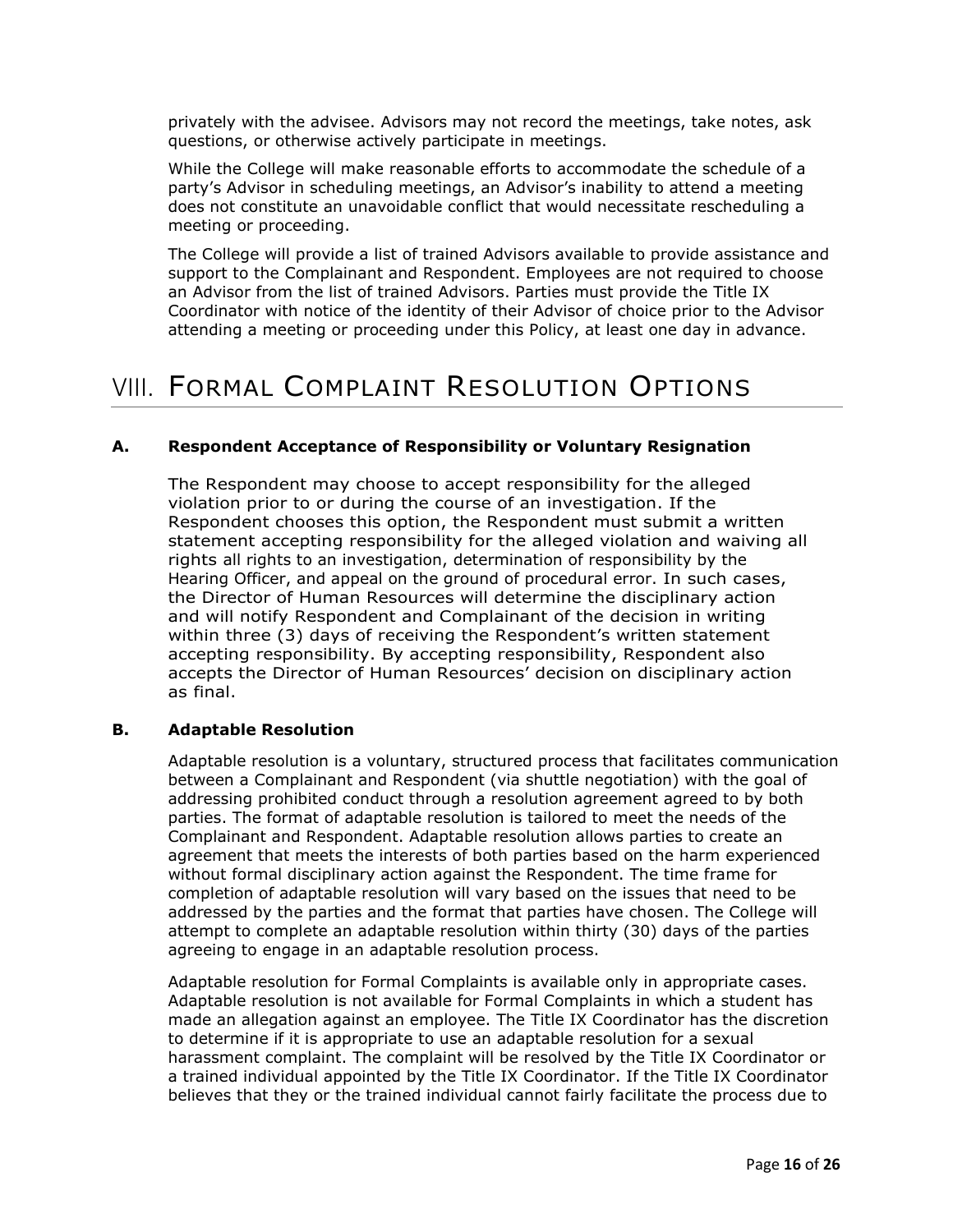privately with the advisee. Advisors may not record the meetings, take notes, ask questions, or otherwise actively participate in meetings.

While the College will make reasonable efforts to accommodate the schedule of a party's Advisor in scheduling meetings, an Advisor's inability to attend a meeting does not constitute an unavoidable conflict that would necessitate rescheduling a meeting or proceeding.

The College will provide a list of trained Advisors available to provide assistance and support to the Complainant and Respondent. Employees are not required to choose an Advisor from the list of trained Advisors. Parties must provide the Title IX Coordinator with notice of the identity of their Advisor of choice prior to the Advisor attending a meeting or proceeding under this Policy, at least one day in advance.

# VIII. FORMAL COMPLAINT RESOLUTION OPTIONS

### A. Respondent Acceptance of Responsibility or Voluntary Resignation

The Respondent may choose to accept responsibility for the alleged violation prior to or during the course of an investigation. If the Respondent chooses this option, the Respondent must submit a written statement accepting responsibility for the alleged violation and waiving all rights all rights to an investigation, determination of responsibility by the Hearing Officer, and appeal on the ground of procedural error. In such cases, the Director of Human Resources will determine the disciplinary action and will notify Respondent and Complainant of the decision in writing within three (3) days of receiving the Respondent's written statement accepting responsibility. By accepting responsibility, Respondent also accepts the Director of Human Resources' decision on disciplinary action as final.

### B. Adaptable Resolution

Adaptable resolution is a voluntary, structured process that facilitates communication between a Complainant and Respondent (via shuttle negotiation) with the goal of addressing prohibited conduct through a resolution agreement agreed to by both parties. The format of adaptable resolution is tailored to meet the needs of the Complainant and Respondent. Adaptable resolution allows parties to create an agreement that meets the interests of both parties based on the harm experienced without formal disciplinary action against the Respondent. The time frame for completion of adaptable resolution will vary based on the issues that need to be addressed by the parties and the format that parties have chosen. The College will attempt to complete an adaptable resolution within thirty (30) days of the parties agreeing to engage in an adaptable resolution process.

Adaptable resolution for Formal Complaints is available only in appropriate cases. Adaptable resolution is not available for Formal Complaints in which a student has made an allegation against an employee. The Title IX Coordinator has the discretion to determine if it is appropriate to use an adaptable resolution for a sexual harassment complaint. The complaint will be resolved by the Title IX Coordinator or a trained individual appointed by the Title IX Coordinator. If the Title IX Coordinator believes that they or the trained individual cannot fairly facilitate the process due to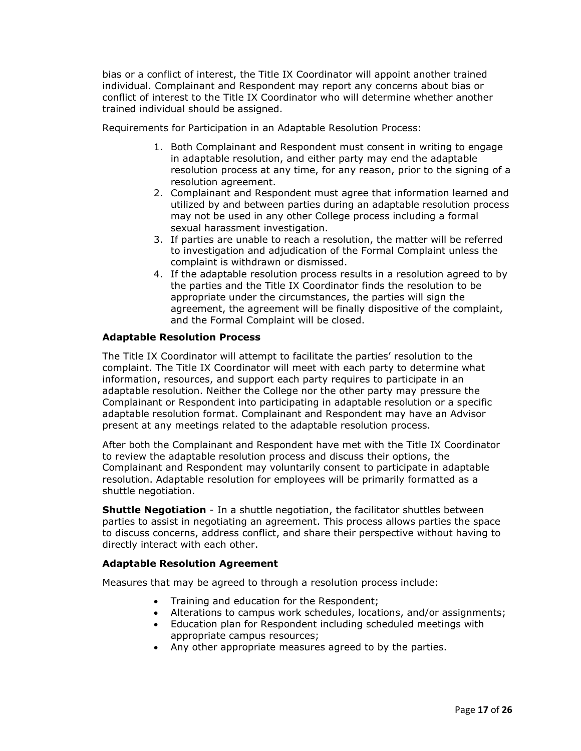bias or a conflict of interest, the Title IX Coordinator will appoint another trained individual. Complainant and Respondent may report any concerns about bias or conflict of interest to the Title IX Coordinator who will determine whether another trained individual should be assigned.

Requirements for Participation in an Adaptable Resolution Process:

1. Both Complainant and Respondent must consent in writing to engage in adaptable resolution, and either party may end the adaptable resolution process at any time, for any reason, prior to the signing of a resolution agreement.
2. Complainant and Respondent must agree that information learned and utilized by and between parties during an adaptable resolution process may not be used in any other College process including a formal sexual harassment investigation.
3. If parties are unable to reach a resolution, the matter will be referred to investigation and adjudication of the Formal Complaint unless the complaint is withdrawn or dismissed.
4. If the adaptable resolution process results in a resolution agreed to by the parties and the Title IX Coordinator finds the resolution to be appropriate under the circumstances, the parties will sign the agreement, the agreement will be finally dispositive of the complaint, and the Formal Complaint will be closed.

**Adaptable Resolution Process**

The Title IX Coordinator will attempt to facilitate the parties' resolution to the complaint. The Title IX Coordinator will meet with each party to determine what information, resources, and support each party requires to participate in an adaptable resolution. Neither the College nor the other party may pressure the Complainant or Respondent into participating in adaptable resolution or a specific adaptable resolution format. Complainant and Respondent may have an Advisor present at any meetings related to the adaptable resolution process.

After both the Complainant and Respondent have met with the Title IX Coordinator to review the adaptable resolution process and discuss their options, the Complainant and Respondent may voluntarily consent to participate in adaptable resolution. Adaptable resolution for employees will be primarily formatted as a shuttle negotiation.

**Shuttle Negotiation** - In a shuttle negotiation, the facilitator shuttles between parties to assist in negotiating an agreement. This process allows parties the space to discuss concerns, address conflict, and share their perspective without having to directly interact with each other.

**Adaptable Resolution Agreement**

Measures that may be agreed to through a resolution process include:

- Training and education for the Respondent;
- Alterations to campus work schedules, locations, and/or assignments;
- Education plan for Respondent including scheduled meetings with appropriate campus resources;
- Any other appropriate measures agreed to by the parties.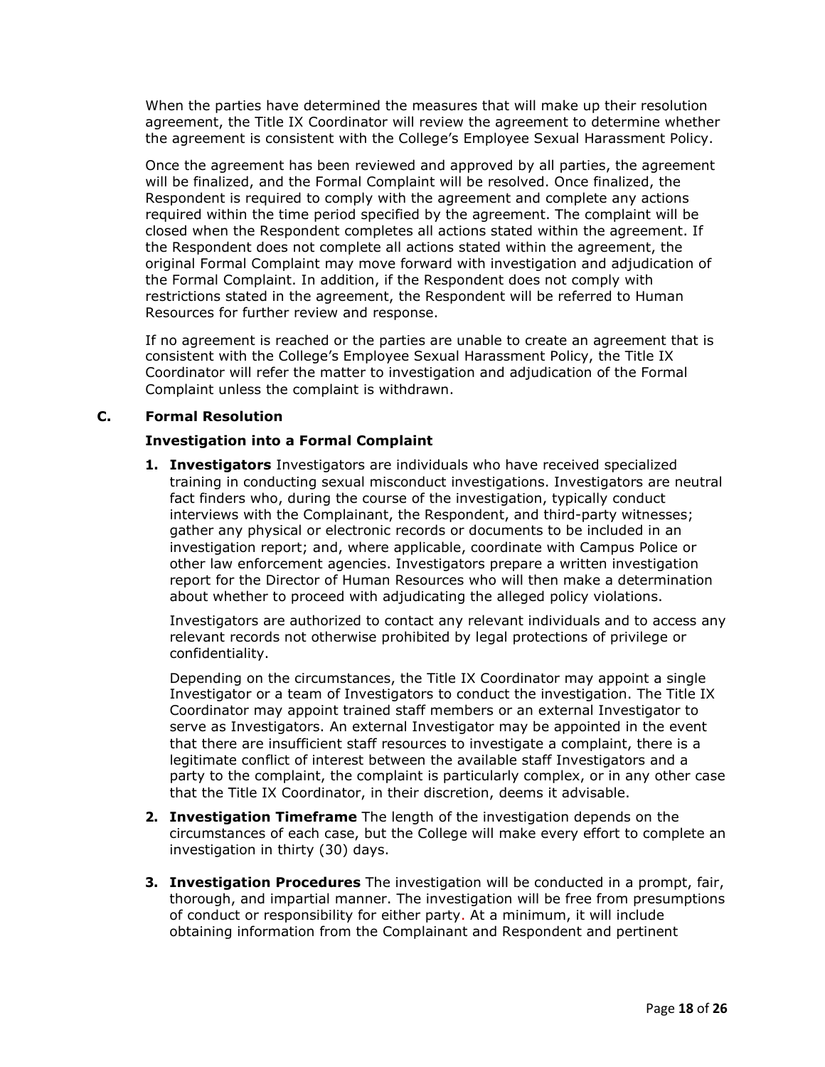When the parties have determined the measures that will make up their resolution agreement, the Title IX Coordinator will review the agreement to determine whether the agreement is consistent with the College's Employee Sexual Harassment Policy.

Once the agreement has been reviewed and approved by all parties, the agreement will be finalized, and the Formal Complaint will be resolved. Once finalized, the Respondent is required to comply with the agreement and complete any actions required within the time period specified by the agreement. The complaint will be closed when the Respondent completes all actions stated within the agreement. If the Respondent does not complete all actions stated within the agreement, the original Formal Complaint may move forward with investigation and adjudication of the Formal Complaint. In addition, if the Respondent does not comply with restrictions stated in the agreement, the Respondent will be referred to Human Resources for further review and response.

If no agreement is reached or the parties are unable to create an agreement that is consistent with the College's Employee Sexual Harassment Policy, the Title IX Coordinator will refer the matter to investigation and adjudication of the Formal Complaint unless the complaint is withdrawn.

### C. Formal Resolution

#### Investigation into a Formal Complaint

1. **Investigators** Investigators are individuals who have received specialized training in conducting sexual misconduct investigations. Investigators are neutral fact finders who, during the course of the investigation, typically conduct interviews with the Complainant, the Respondent, and third-party witnesses; gather any physical or electronic records or documents to be included in an investigation report; and, where applicable, coordinate with Campus Police or other law enforcement agencies. Investigators prepare a written investigation report for the Director of Human Resources who will then make a determination about whether to proceed with adjudicating the alleged policy violations.

   Investigators are authorized to contact any relevant individuals and to access any relevant records not otherwise prohibited by legal protections of privilege or confidentiality.

   Depending on the circumstances, the Title IX Coordinator may appoint a single Investigator or a team of Investigators to conduct the investigation. The Title IX Coordinator may appoint trained staff members or an external Investigator to serve as Investigators. An external Investigator may be appointed in the event that there are insufficient staff resources to investigate a complaint, there is a legitimate conflict of interest between the available staff Investigators and a party to the complaint, the complaint is particularly complex, or in any other case that the Title IX Coordinator, in their discretion, deems it advisable.

2. **Investigation Timeframe** The length of the investigation depends on the circumstances of each case, but the College will make every effort to complete an investigation in thirty (30) days.

3. **Investigation Procedures** The investigation will be conducted in a prompt, fair, thorough, and impartial manner. The investigation will be free from presumptions of conduct or responsibility for either party. At a minimum, it will include obtaining information from the Complainant and Respondent and pertinent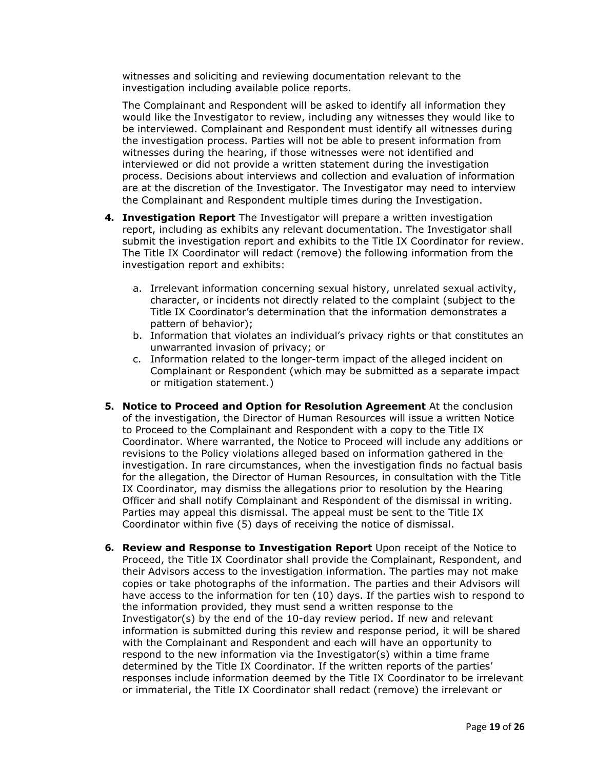witnesses and soliciting and reviewing documentation relevant to the investigation including available police reports.

The Complainant and Respondent will be asked to identify all information they would like the Investigator to review, including any witnesses they would like to be interviewed. Complainant and Respondent must identify all witnesses during the investigation process. Parties will not be able to present information from witnesses during the hearing, if those witnesses were not identified and interviewed or did not provide a written statement during the investigation process. Decisions about interviews and collection and evaluation of information are at the discretion of the Investigator. The Investigator may need to interview the Complainant and Respondent multiple times during the Investigation.

4. **Investigation Report** The Investigator will prepare a written investigation report, including as exhibits any relevant documentation. The Investigator shall submit the investigation report and exhibits to the Title IX Coordinator for review. The Title IX Coordinator will redact (remove) the following information from the investigation report and exhibits:

   a. Irrelevant information concerning sexual history, unrelated sexual activity, character, or incidents not directly related to the complaint (subject to the Title IX Coordinator's determination that the information demonstrates a pattern of behavior);
   b. Information that violates an individual's privacy rights or that constitutes an unwarranted invasion of privacy; or
   c. Information related to the longer-term impact of the alleged incident on Complainant or Respondent (which may be submitted as a separate impact or mitigation statement.)

5. **Notice to Proceed and Option for Resolution Agreement** At the conclusion of the investigation, the Director of Human Resources will issue a written Notice to Proceed to the Complainant and Respondent with a copy to the Title IX Coordinator. Where warranted, the Notice to Proceed will include any additions or revisions to the Policy violations alleged based on information gathered in the investigation. In rare circumstances, when the investigation finds no factual basis for the allegation, the Director of Human Resources, in consultation with the Title IX Coordinator, may dismiss the allegations prior to resolution by the Hearing Officer and shall notify Complainant and Respondent of the dismissal in writing. Parties may appeal this dismissal. The appeal must be sent to the Title IX Coordinator within five (5) days of receiving the notice of dismissal.

6. **Review and Response to Investigation Report** Upon receipt of the Notice to Proceed, the Title IX Coordinator shall provide the Complainant, Respondent, and their Advisors access to the investigation information. The parties may not make copies or take photographs of the information. The parties and their Advisors will have access to the information for ten (10) days. If the parties wish to respond to the information provided, they must send a written response to the Investigator(s) by the end of the 10-day review period. If new and relevant information is submitted during this review and response period, it will be shared with the Complainant and Respondent and each will have an opportunity to respond to the new information via the Investigator(s) within a time frame determined by the Title IX Coordinator. If the written reports of the parties' responses include information deemed by the Title IX Coordinator to be irrelevant or immaterial, the Title IX Coordinator shall redact (remove) the irrelevant or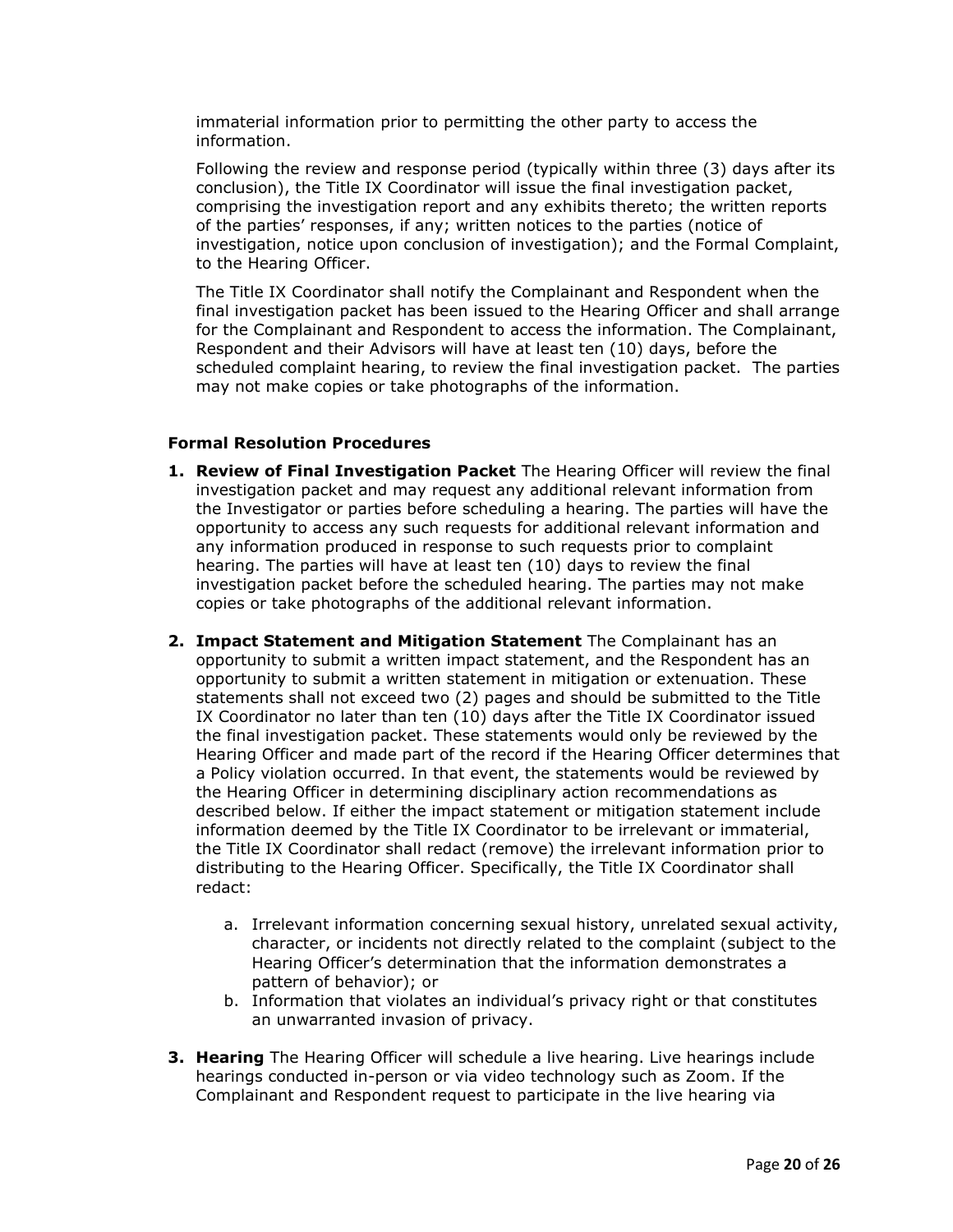immaterial information prior to permitting the other party to access the information.

Following the review and response period (typically within three (3) days after its conclusion), the Title IX Coordinator will issue the final investigation packet, comprising the investigation report and any exhibits thereto; the written reports of the parties' responses, if any; written notices to the parties (notice of investigation, notice upon conclusion of investigation); and the Formal Complaint, to the Hearing Officer.

The Title IX Coordinator shall notify the Complainant and Respondent when the final investigation packet has been issued to the Hearing Officer and shall arrange for the Complainant and Respondent to access the information. The Complainant, Respondent and their Advisors will have at least ten (10) days, before the scheduled complaint hearing, to review the final investigation packet. The parties may not make copies or take photographs of the information.

**Formal Resolution Procedures**

1. **Review of Final Investigation Packet** The Hearing Officer will review the final investigation packet and may request any additional relevant information from the Investigator or parties before scheduling a hearing. The parties will have the opportunity to access any such requests for additional relevant information and any information produced in response to such requests prior to complaint hearing. The parties will have at least ten (10) days to review the final investigation packet before the scheduled hearing. The parties may not make copies or take photographs of the additional relevant information.

2. **Impact Statement and Mitigation Statement** The Complainant has an opportunity to submit a written impact statement, and the Respondent has an opportunity to submit a written statement in mitigation or extenuation. These statements shall not exceed two (2) pages and should be submitted to the Title IX Coordinator no later than ten (10) days after the Title IX Coordinator issued the final investigation packet. These statements would only be reviewed by the Hearing Officer and made part of the record if the Hearing Officer determines that a Policy violation occurred. In that event, the statements would be reviewed by the Hearing Officer in determining disciplinary action recommendations as described below. If either the impact statement or mitigation statement include information deemed by the Title IX Coordinator to be irrelevant or immaterial, the Title IX Coordinator shall redact (remove) the irrelevant information prior to distributing to the Hearing Officer. Specifically, the Title IX Coordinator shall redact:

    a. Irrelevant information concerning sexual history, unrelated sexual activity, character, or incidents not directly related to the complaint (subject to the Hearing Officer's determination that the information demonstrates a pattern of behavior); or
    b. Information that violates an individual's privacy right or that constitutes an unwarranted invasion of privacy.

3. **Hearing** The Hearing Officer will schedule a live hearing. Live hearings include hearings conducted in-person or via video technology such as Zoom. If the Complainant and Respondent request to participate in the live hearing via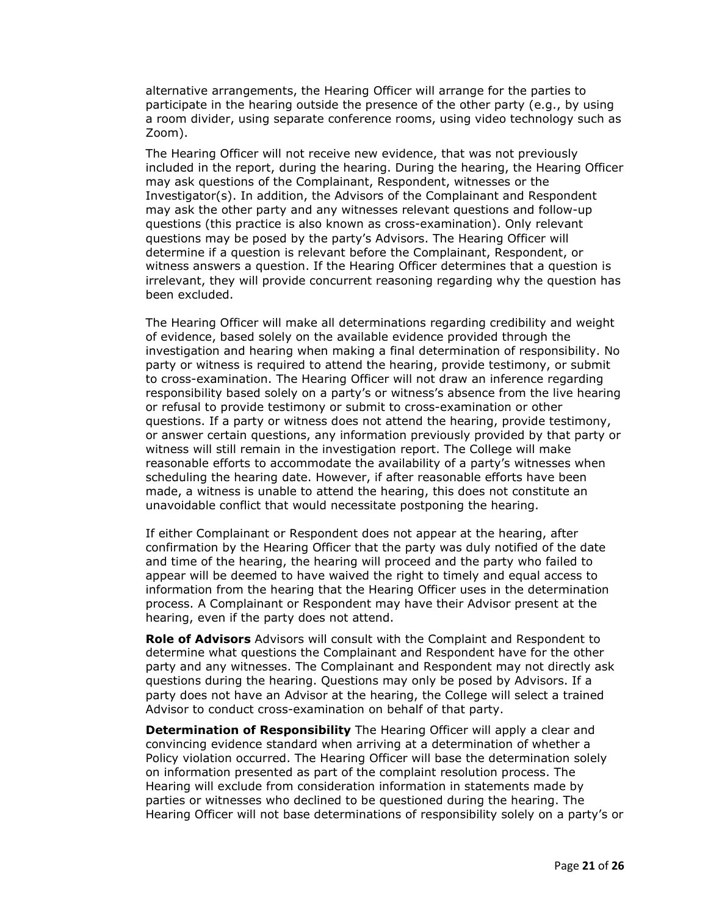alternative arrangements, the Hearing Officer will arrange for the parties to participate in the hearing outside the presence of the other party (e.g., by using a room divider, using separate conference rooms, using video technology such as Zoom).

The Hearing Officer will not receive new evidence, that was not previously included in the report, during the hearing. During the hearing, the Hearing Officer may ask questions of the Complainant, Respondent, witnesses or the Investigator(s). In addition, the Advisors of the Complainant and Respondent may ask the other party and any witnesses relevant questions and follow-up questions (this practice is also known as cross-examination). Only relevant questions may be posed by the party's Advisors. The Hearing Officer will determine if a question is relevant before the Complainant, Respondent, or witness answers a question. If the Hearing Officer determines that a question is irrelevant, they will provide concurrent reasoning regarding why the question has been excluded.

The Hearing Officer will make all determinations regarding credibility and weight of evidence, based solely on the available evidence provided through the investigation and hearing when making a final determination of responsibility. No party or witness is required to attend the hearing, provide testimony, or submit to cross-examination. The Hearing Officer will not draw an inference regarding responsibility based solely on a party's or witness's absence from the live hearing or refusal to provide testimony or submit to cross-examination or other questions. If a party or witness does not attend the hearing, provide testimony, or answer certain questions, any information previously provided by that party or witness will still remain in the investigation report. The College will make reasonable efforts to accommodate the availability of a party's witnesses when scheduling the hearing date. However, if after reasonable efforts have been made, a witness is unable to attend the hearing, this does not constitute an unavoidable conflict that would necessitate postponing the hearing.

If either Complainant or Respondent does not appear at the hearing, after confirmation by the Hearing Officer that the party was duly notified of the date and time of the hearing, the hearing will proceed and the party who failed to appear will be deemed to have waived the right to timely and equal access to information from the hearing that the Hearing Officer uses in the determination process. A Complainant or Respondent may have their Advisor present at the hearing, even if the party does not attend.

**Role of Advisors** Advisors will consult with the Complaint and Respondent to determine what questions the Complainant and Respondent have for the other party and any witnesses. The Complainant and Respondent may not directly ask questions during the hearing. Questions may only be posed by Advisors. If a party does not have an Advisor at the hearing, the College will select a trained Advisor to conduct cross-examination on behalf of that party.

**Determination of Responsibility** The Hearing Officer will apply a clear and convincing evidence standard when arriving at a determination of whether a Policy violation occurred. The Hearing Officer will base the determination solely on information presented as part of the complaint resolution process. The Hearing will exclude from consideration information in statements made by parties or witnesses who declined to be questioned during the hearing. The Hearing Officer will not base determinations of responsibility solely on a party's or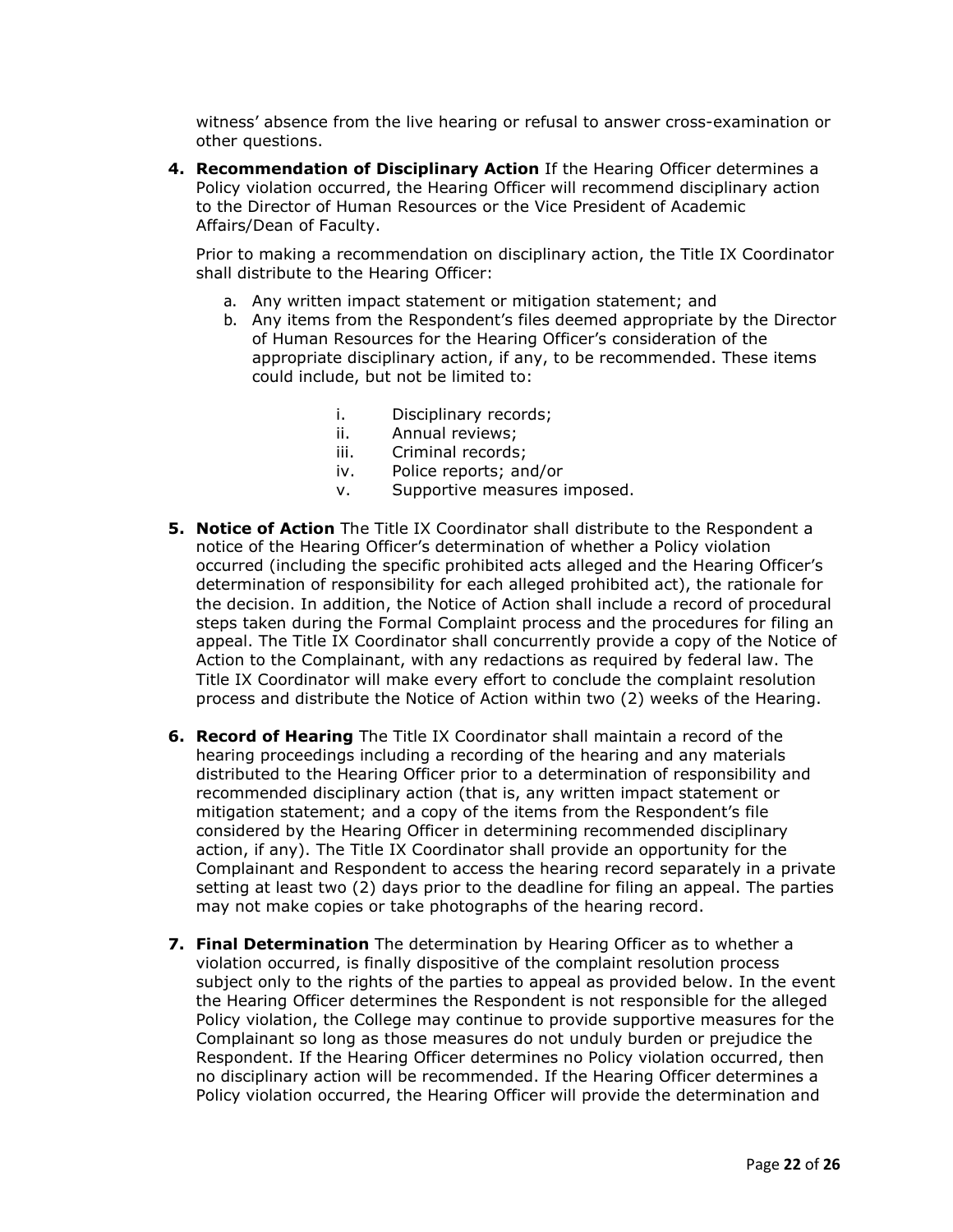witness' absence from the live hearing or refusal to answer cross-examination or other questions.

4. **Recommendation of Disciplinary Action** If the Hearing Officer determines a Policy violation occurred, the Hearing Officer will recommend disciplinary action to the Director of Human Resources or the Vice President of Academic Affairs/Dean of Faculty.

   Prior to making a recommendation on disciplinary action, the Title IX Coordinator shall distribute to the Hearing Officer:

   a. Any written impact statement or mitigation statement; and
   b. Any items from the Respondent's files deemed appropriate by the Director of Human Resources for the Hearing Officer's consideration of the appropriate disciplinary action, if any, to be recommended. These items could include, but not be limited to:

      i. Disciplinary records;
      ii. Annual reviews;
      iii. Criminal records;
      iv. Police reports; and/or
      v. Supportive measures imposed.

5. **Notice of Action** The Title IX Coordinator shall distribute to the Respondent a notice of the Hearing Officer's determination of whether a Policy violation occurred (including the specific prohibited acts alleged and the Hearing Officer's determination of responsibility for each alleged prohibited act), the rationale for the decision. In addition, the Notice of Action shall include a record of procedural steps taken during the Formal Complaint process and the procedures for filing an appeal. The Title IX Coordinator shall concurrently provide a copy of the Notice of Action to the Complainant, with any redactions as required by federal law. The Title IX Coordinator will make every effort to conclude the complaint resolution process and distribute the Notice of Action within two (2) weeks of the Hearing.

6. **Record of Hearing** The Title IX Coordinator shall maintain a record of the hearing proceedings including a recording of the hearing and any materials distributed to the Hearing Officer prior to a determination of responsibility and recommended disciplinary action (that is, any written impact statement or mitigation statement; and a copy of the items from the Respondent's file considered by the Hearing Officer in determining recommended disciplinary action, if any). The Title IX Coordinator shall provide an opportunity for the Complainant and Respondent to access the hearing record separately in a private setting at least two (2) days prior to the deadline for filing an appeal. The parties may not make copies or take photographs of the hearing record.

7. **Final Determination** The determination by Hearing Officer as to whether a violation occurred, is finally dispositive of the complaint resolution process subject only to the rights of the parties to appeal as provided below. In the event the Hearing Officer determines the Respondent is not responsible for the alleged Policy violation, the College may continue to provide supportive measures for the Complainant so long as those measures do not unduly burden or prejudice the Respondent. If the Hearing Officer determines no Policy violation occurred, then no disciplinary action will be recommended. If the Hearing Officer determines a Policy violation occurred, the Hearing Officer will provide the determination and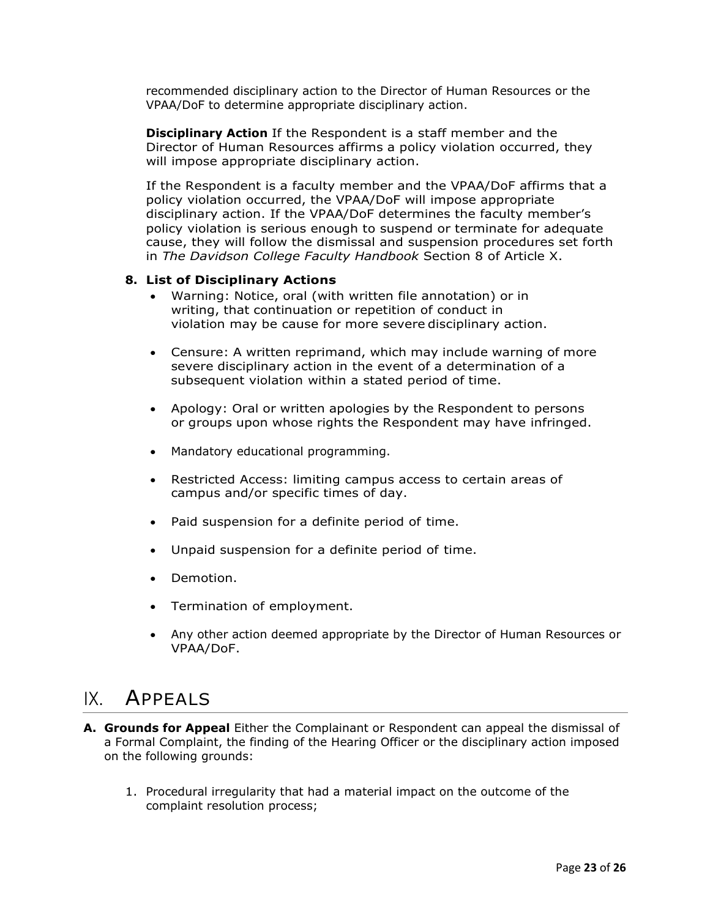recommended disciplinary action to the Director of Human Resources or the VPAA/DoF to determine appropriate disciplinary action.

**Disciplinary Action** If the Respondent is a staff member and the Director of Human Resources affirms a policy violation occurred, they will impose appropriate disciplinary action.

If the Respondent is a faculty member and the VPAA/DoF affirms that a policy violation occurred, the VPAA/DoF will impose appropriate disciplinary action. If the VPAA/DoF determines the faculty member's policy violation is serious enough to suspend or terminate for adequate cause, they will follow the dismissal and suspension procedures set forth in *The Davidson College Faculty Handbook* Section 8 of Article X.

**8. List of Disciplinary Actions**

- Warning: Notice, oral (with written file annotation) or in writing, that continuation or repetition of conduct in violation may be cause for more severe disciplinary action.
- Censure: A written reprimand, which may include warning of more severe disciplinary action in the event of a determination of a subsequent violation within a stated period of time.
- Apology: Oral or written apologies by the Respondent to persons or groups upon whose rights the Respondent may have infringed.
- Mandatory educational programming.
- Restricted Access: limiting campus access to certain areas of campus and/or specific times of day.
- Paid suspension for a definite period of time.
- Unpaid suspension for a definite period of time.
- Demotion.
- Termination of employment.
- Any other action deemed appropriate by the Director of Human Resources or VPAA/DoF.

# IX. Appeals

**A. Grounds for Appeal** Either the Complainant or Respondent can appeal the dismissal of a Formal Complaint, the finding of the Hearing Officer or the disciplinary action imposed on the following grounds:

1. Procedural irregularity that had a material impact on the outcome of the complaint resolution process;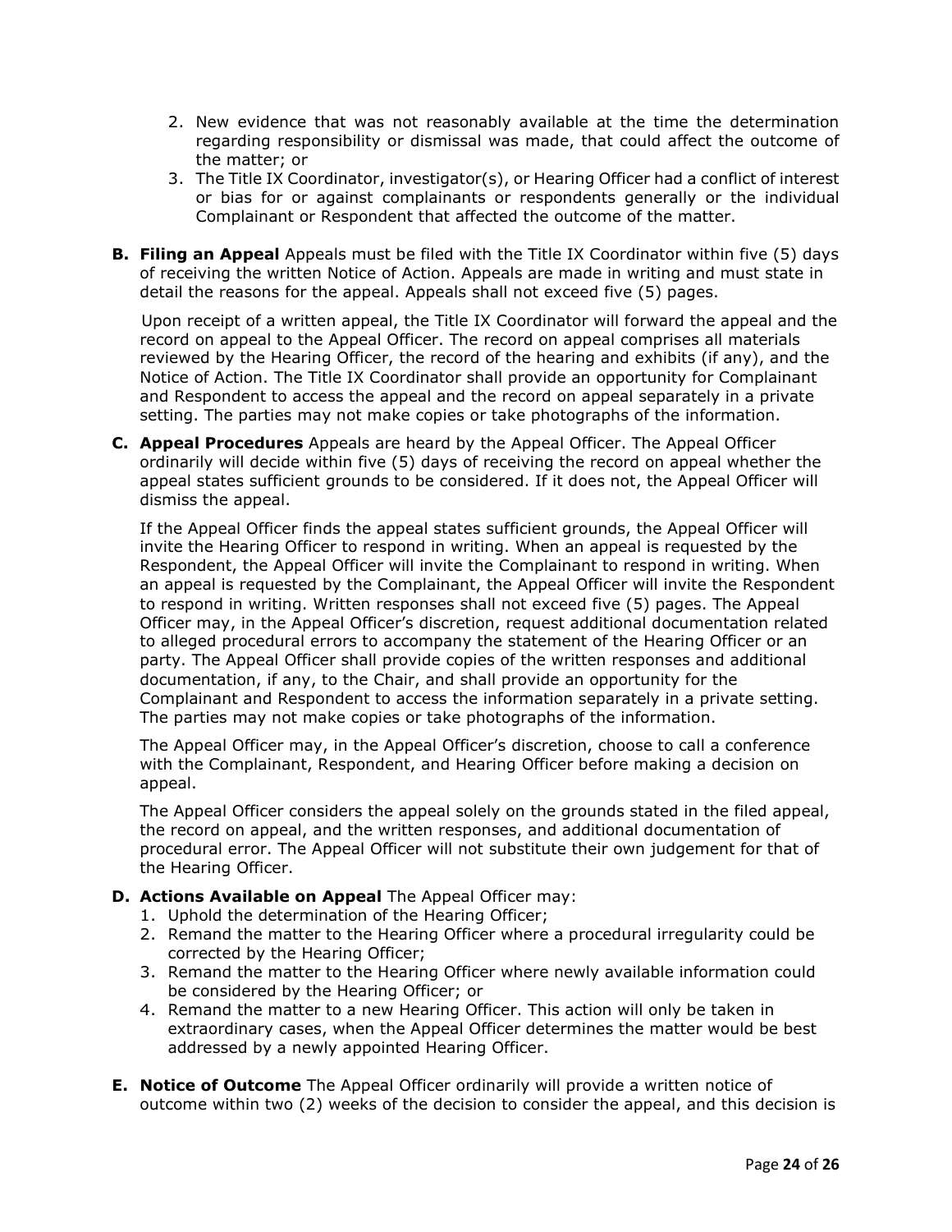2. New evidence that was not reasonably available at the time the determination regarding responsibility or dismissal was made, that could affect the outcome of the matter; or
3. The Title IX Coordinator, investigator(s), or Hearing Officer had a conflict of interest or bias for or against complainants or respondents generally or the individual Complainant or Respondent that affected the outcome of the matter.

**B. Filing an Appeal** Appeals must be filed with the Title IX Coordinator within five (5) days of receiving the written Notice of Action. Appeals are made in writing and must state in detail the reasons for the appeal. Appeals shall not exceed five (5) pages.

Upon receipt of a written appeal, the Title IX Coordinator will forward the appeal and the record on appeal to the Appeal Officer. The record on appeal comprises all materials reviewed by the Hearing Officer, the record of the hearing and exhibits (if any), and the Notice of Action. The Title IX Coordinator shall provide an opportunity for Complainant and Respondent to access the appeal and the record on appeal separately in a private setting. The parties may not make copies or take photographs of the information.

**C. Appeal Procedures** Appeals are heard by the Appeal Officer. The Appeal Officer ordinarily will decide within five (5) days of receiving the record on appeal whether the appeal states sufficient grounds to be considered. If it does not, the Appeal Officer will dismiss the appeal.

If the Appeal Officer finds the appeal states sufficient grounds, the Appeal Officer will invite the Hearing Officer to respond in writing. When an appeal is requested by the Respondent, the Appeal Officer will invite the Complainant to respond in writing. When an appeal is requested by the Complainant, the Appeal Officer will invite the Respondent to respond in writing. Written responses shall not exceed five (5) pages. The Appeal Officer may, in the Appeal Officer's discretion, request additional documentation related to alleged procedural errors to accompany the statement of the Hearing Officer or an party. The Appeal Officer shall provide copies of the written responses and additional documentation, if any, to the Chair, and shall provide an opportunity for the Complainant and Respondent to access the information separately in a private setting. The parties may not make copies or take photographs of the information.

The Appeal Officer may, in the Appeal Officer's discretion, choose to call a conference with the Complainant, Respondent, and Hearing Officer before making a decision on appeal.

The Appeal Officer considers the appeal solely on the grounds stated in the filed appeal, the record on appeal, and the written responses, and additional documentation of procedural error. The Appeal Officer will not substitute their own judgement for that of the Hearing Officer.

**D. Actions Available on Appeal** The Appeal Officer may:

1. Uphold the determination of the Hearing Officer;
2. Remand the matter to the Hearing Officer where a procedural irregularity could be corrected by the Hearing Officer;
3. Remand the matter to the Hearing Officer where newly available information could be considered by the Hearing Officer; or
4. Remand the matter to a new Hearing Officer. This action will only be taken in extraordinary cases, when the Appeal Officer determines the matter would be best addressed by a newly appointed Hearing Officer.

**E. Notice of Outcome** The Appeal Officer ordinarily will provide a written notice of outcome within two (2) weeks of the decision to consider the appeal, and this decision is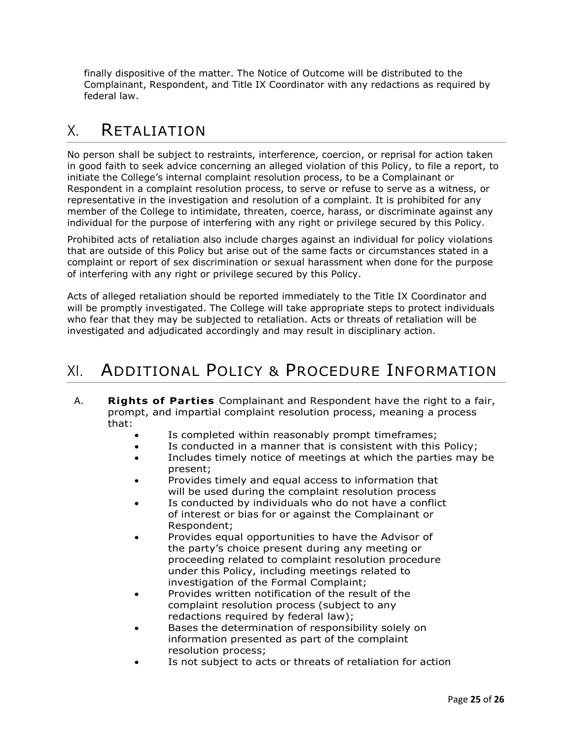finally dispositive of the matter. The Notice of Outcome will be distributed to the Complainant, Respondent, and Title IX Coordinator with any redactions as required by federal law.

# X. RETALIATION

No person shall be subject to restraints, interference, coercion, or reprisal for action taken in good faith to seek advice concerning an alleged violation of this Policy, to file a report, to initiate the College's internal complaint resolution process, to be a Complainant or Respondent in a complaint resolution process, to serve or refuse to serve as a witness, or representative in the investigation and resolution of a complaint. It is prohibited for any member of the College to intimidate, threaten, coerce, harass, or discriminate against any individual for the purpose of interfering with any right or privilege secured by this Policy.

Prohibited acts of retaliation also include charges against an individual for policy violations that are outside of this Policy but arise out of the same facts or circumstances stated in a complaint or report of sex discrimination or sexual harassment when done for the purpose of interfering with any right or privilege secured by this Policy.

Acts of alleged retaliation should be reported immediately to the Title IX Coordinator and will be promptly investigated. The College will take appropriate steps to protect individuals who fear that they may be subjected to retaliation. Acts or threats of retaliation will be investigated and adjudicated accordingly and may result in disciplinary action.

# XI. ADDITIONAL POLICY & PROCEDURE INFORMATION

A. **Rights of Parties** Complainant and Respondent have the right to a fair, prompt, and impartial complaint resolution process, meaning a process that:

- Is completed within reasonably prompt timeframes;
- Is conducted in a manner that is consistent with this Policy;
- Includes timely notice of meetings at which the parties may be present;
- Provides timely and equal access to information that will be used during the complaint resolution process
- Is conducted by individuals who do not have a conflict of interest or bias for or against the Complainant or Respondent;
- Provides equal opportunities to have the Advisor of the party's choice present during any meeting or proceeding related to complaint resolution procedure under this Policy, including meetings related to investigation of the Formal Complaint;
- Provides written notification of the result of the complaint resolution process (subject to any redactions required by federal law);
- Bases the determination of responsibility solely on information presented as part of the complaint resolution process;
- Is not subject to acts or threats of retaliation for action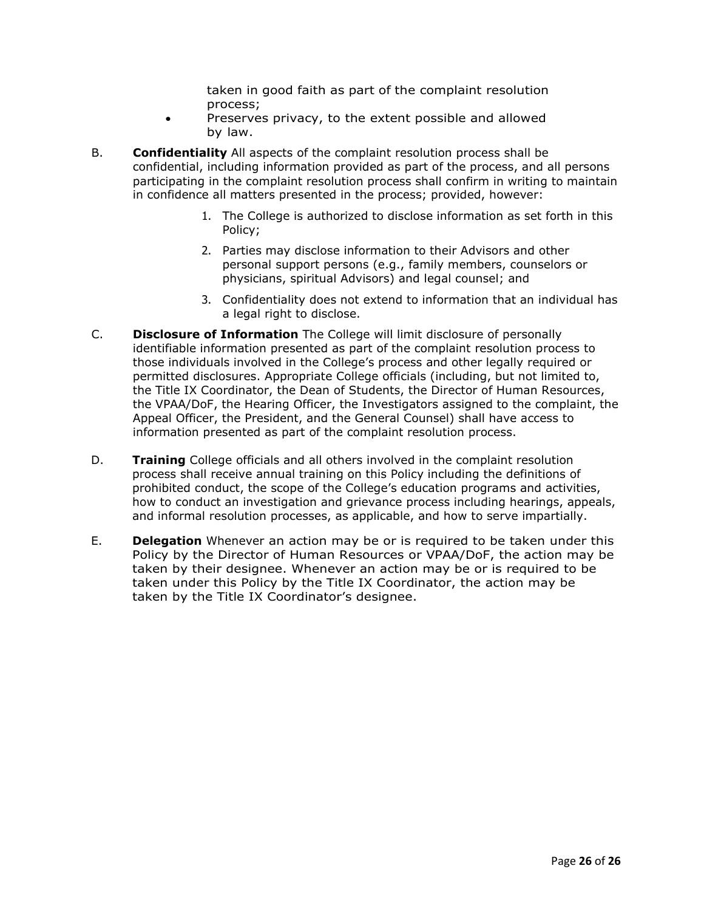taken in good faith as part of the complaint resolution process;

- Preserves privacy, to the extent possible and allowed by law.

B. **Confidentiality** All aspects of the complaint resolution process shall be confidential, including information provided as part of the process, and all persons participating in the complaint resolution process shall confirm in writing to maintain in confidence all matters presented in the process; provided, however:

1. The College is authorized to disclose information as set forth in this Policy;
2. Parties may disclose information to their Advisors and other personal support persons (e.g., family members, counselors or physicians, spiritual Advisors) and legal counsel; and
3. Confidentiality does not extend to information that an individual has a legal right to disclose.

C. **Disclosure of Information** The College will limit disclosure of personally identifiable information presented as part of the complaint resolution process to those individuals involved in the College's process and other legally required or permitted disclosures. Appropriate College officials (including, but not limited to, the Title IX Coordinator, the Dean of Students, the Director of Human Resources, the VPAA/DoF, the Hearing Officer, the Investigators assigned to the complaint, the Appeal Officer, the President, and the General Counsel) shall have access to information presented as part of the complaint resolution process.

D. **Training** College officials and all others involved in the complaint resolution process shall receive annual training on this Policy including the definitions of prohibited conduct, the scope of the College's education programs and activities, how to conduct an investigation and grievance process including hearings, appeals, and informal resolution processes, as applicable, and how to serve impartially.

E. **Delegation** Whenever an action may be or is required to be taken under this Policy by the Director of Human Resources or VPAA/DoF, the action may be taken by their designee. Whenever an action may be or is required to be taken under this Policy by the Title IX Coordinator, the action may be taken by the Title IX Coordinator's designee.